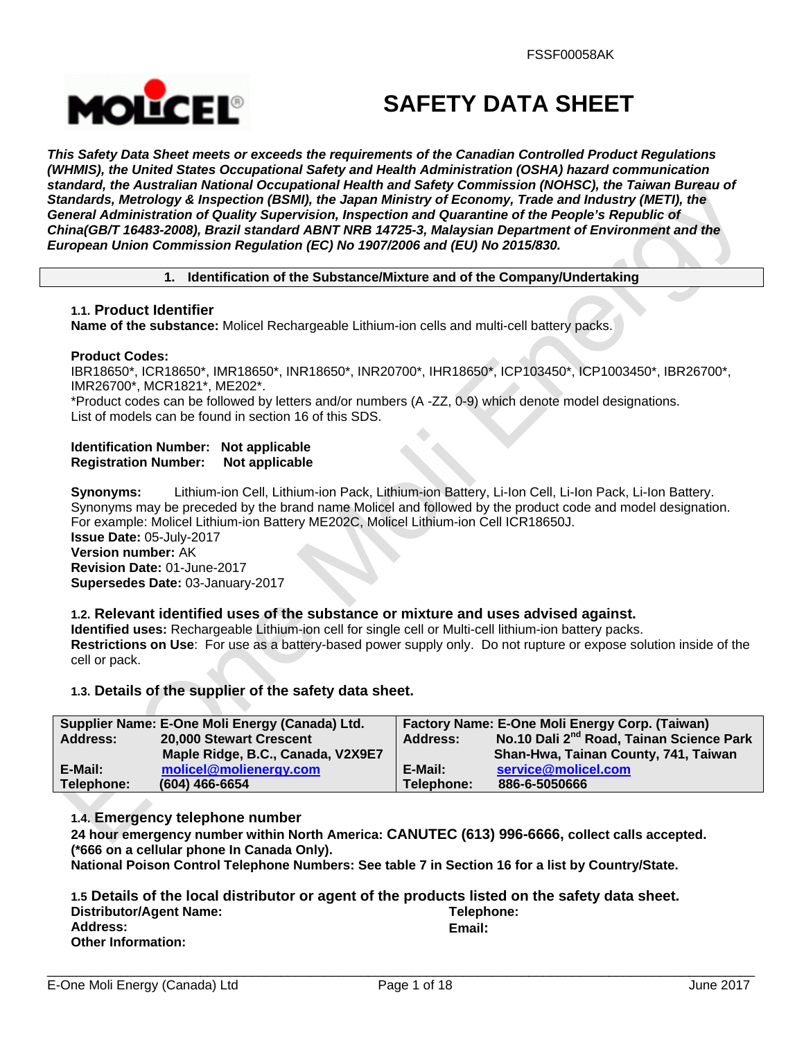FSSF00058AK

# SAFETY DATA SHEET

***This Safety Data Sheet meets or exceeds the requirements of the Canadian Controlled Product Regulations (WHMIS), the United States Occupational Safety and Health Administration (OSHA) hazard communication standard, the Australian National Occupational Health and Safety Commission (NOHSC), the Taiwan Bureau of Standards, Metrology & Inspection (BSMI), the Japan Ministry of Economy, Trade and Industry (METI), the General Administration of Quality Supervision, Inspection and Quarantine of the People's Republic of China(GB/T 16483-2008), Brazil standard ABNT NRB 14725-3, Malaysian Department of Environment and the European Union Commission Regulation (EC) No 1907/2006 and (EU) No 2015/830.***

## 1. Identification of the Substance/Mixture and of the Company/Undertaking

### 1.1. Product Identifier

**Name of the substance:** Molicel Rechargeable Lithium-ion cells and multi-cell battery packs.

**Product Codes:**
IBR18650*, ICR18650*, IMR18650*, INR18650*, INR20700*, IHR18650*, ICP103450*, ICP1003450*, IBR26700*, IMR26700*, MCR1821*, ME202*.
*Product codes can be followed by letters and/or numbers (A -ZZ, 0-9) which denote model designations.
List of models can be found in section 16 of this SDS.

**Identification Number: Not applicable**
**Registration Number: Not applicable**

**Synonyms:** Lithium-ion Cell, Lithium-ion Pack, Lithium-ion Battery, Li-Ion Cell, Li-Ion Pack, Li-Ion Battery. Synonyms may be preceded by the brand name Molicel and followed by the product code and model designation. For example: Molicel Lithium-ion Battery ME202C, Molicel Lithium-ion Cell ICR18650J.
**Issue Date:** 05-July-2017
**Version number:** AK
**Revision Date:** 01-June-2017
**Supersedes Date:** 03-January-2017

### 1.2. Relevant identified uses of the substance or mixture and uses advised against.

**Identified uses:** Rechargeable Lithium-ion cell for single cell or Multi-cell lithium-ion battery packs.
**Restrictions on Use**: For use as a battery-based power supply only. Do not rupture or expose solution inside of the cell or pack.

### 1.3. Details of the supplier of the safety data sheet.

| Supplier Name: E-One Moli Energy (Canada) Ltd. | | Factory Name: E-One Moli Energy Corp. (Taiwan) | |
|---|---|---|---|
| Address: | 20,000 Stewart Crescent<br>Maple Ridge, B.C., Canada, V2X9E7 | Address: | No.10 Dali 2nd Road, Tainan Science Park<br>Shan-Hwa, Tainan County, 741, Taiwan |
| E-Mail: | molicel@molienergy.com | E-Mail: | service@molicel.com |
| Telephone: | (604) 466-6654 | Telephone: | 886-6-5050666 |

### 1.4. Emergency telephone number

**24 hour emergency number within North America: CANUTEC (613) 996-6666, collect calls accepted. (*666 on a cellular phone In Canada Only).**
**National Poison Control Telephone Numbers: See table 7 in Section 16 for a list by Country/State.**

### 1.5 Details of the local distributor or agent of the products listed on the safety data sheet.

**Distributor/Agent Name:** 
**Telephone:**
**Address:**
**Email:**
**Other Information:**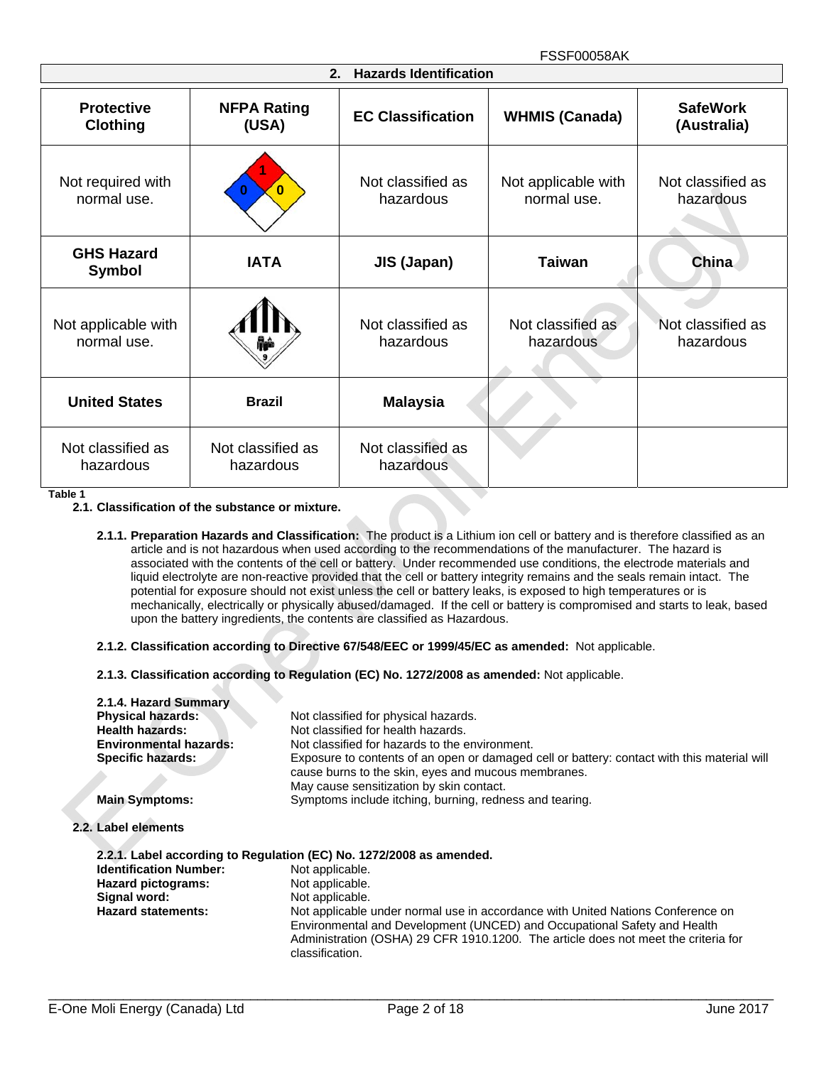## 2. Hazards Identification

| Protective Clothing | NFPA Rating (USA) | EC Classification | WHMIS (Canada) | SafeWork (Australia) |
|---|---|---|---|---|
| Not required with normal use. | 1 / 0 / 0 | Not classified as hazardous | Not applicable with normal use. | Not classified as hazardous |
| **GHS Hazard Symbol** | **IATA** | **JIS (Japan)** | **Taiwan** | **China** |
| Not applicable with normal use. | 9 | Not classified as hazardous | Not classified as hazardous | Not classified as hazardous |
| **United States** | **Brazil** | **Malaysia** | | |
| Not classified as hazardous | Not classified as hazardous | Not classified as hazardous | | |

Table 1

### 2.1. Classification of the substance or mixture.

**2.1.1. Preparation Hazards and Classification:** The product is a Lithium ion cell or battery and is therefore classified as an article and is not hazardous when used according to the recommendations of the manufacturer. The hazard is associated with the contents of the cell or battery. Under recommended use conditions, the electrode materials and liquid electrolyte are non-reactive provided that the cell or battery integrity remains and the seals remain intact. The potential for exposure should not exist unless the cell or battery leaks, is exposed to high temperatures or is mechanically, electrically or physically abused/damaged. If the cell or battery is compromised and starts to leak, based upon the battery ingredients, the contents are classified as Hazardous.

**2.1.2. Classification according to Directive 67/548/EEC or 1999/45/EC as amended:** Not applicable.

**2.1.3. Classification according to Regulation (EC) No. 1272/2008 as amended:** Not applicable.

**2.1.4. Hazard Summary**

**Physical hazards:** Not classified for physical hazards.
**Health hazards:** Not classified for health hazards.
**Environmental hazards:** Not classified for hazards to the environment.
**Specific hazards:** Exposure to contents of an open or damaged cell or battery: contact with this material will cause burns to the skin, eyes and mucous membranes.
May cause sensitization by skin contact.
**Main Symptoms:** Symptoms include itching, burning, redness and tearing.

### 2.2. Label elements

**2.2.1. Label according to Regulation (EC) No. 1272/2008 as amended.**

**Identification Number:** Not applicable.
**Hazard pictograms:** Not applicable.
**Signal word:** Not applicable.
**Hazard statements:** Not applicable under normal use in accordance with United Nations Conference on Environmental and Development (UNCED) and Occupational Safety and Health Administration (OSHA) 29 CFR 1910.1200. The article does not meet the criteria for classification.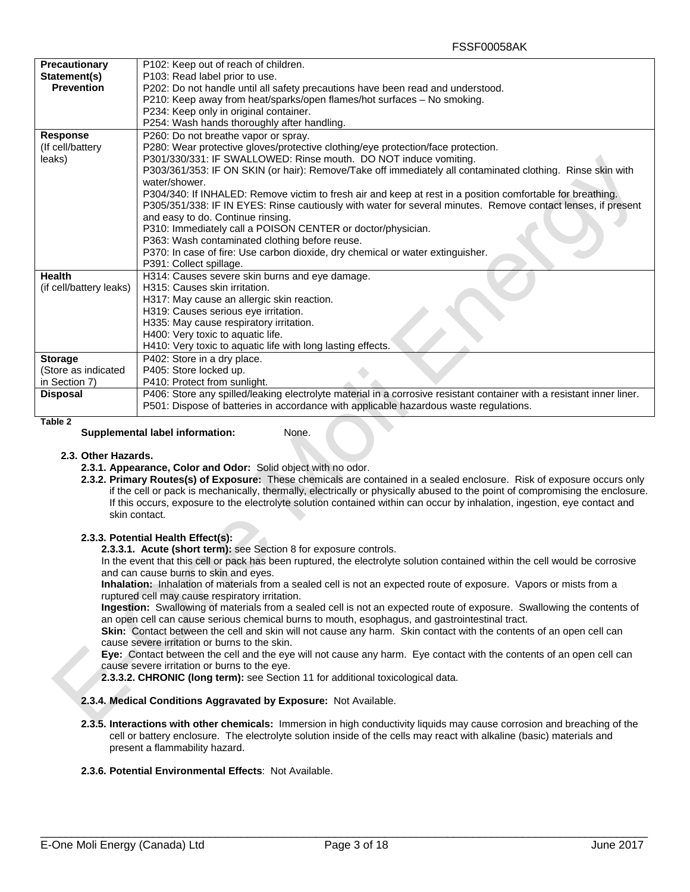| Precautionary Statement(s) Prevention | P102: Keep out of reach of children.<br>P103: Read label prior to use.<br>P202: Do not handle until all safety precautions have been read and understood.<br>P210: Keep away from heat/sparks/open flames/hot surfaces – No smoking.<br>P234: Keep only in original container.<br>P254: Wash hands thoroughly after handling. |
|---|---|
| **Response** (If cell/battery leaks) | P260: Do not breathe vapor or spray.<br>P280: Wear protective gloves/protective clothing/eye protection/face protection.<br>P301/330/331: IF SWALLOWED: Rinse mouth. DO NOT induce vomiting.<br>P303/361/353: IF ON SKIN (or hair): Remove/Take off immediately all contaminated clothing. Rinse skin with water/shower.<br>P304/340: If INHALED: Remove victim to fresh air and keep at rest in a position comfortable for breathing.<br>P305/351/338: IF IN EYES: Rinse cautiously with water for several minutes. Remove contact lenses, if present and easy to do. Continue rinsing.<br>P310: Immediately call a POISON CENTER or doctor/physician.<br>P363: Wash contaminated clothing before reuse.<br>P370: In case of fire: Use carbon dioxide, dry chemical or water extinguisher.<br>P391: Collect spillage. |
| **Health** (if cell/battery leaks) | H314: Causes severe skin burns and eye damage.<br>H315: Causes skin irritation.<br>H317: May cause an allergic skin reaction.<br>H319: Causes serious eye irritation.<br>H335: May cause respiratory irritation.<br>H400: Very toxic to aquatic life.<br>H410: Very toxic to aquatic life with long lasting effects. |
| **Storage** (Store as indicated in Section 7) | P402: Store in a dry place.<br>P405: Store locked up.<br>P410: Protect from sunlight. |
| **Disposal** | P406: Store any spilled/leaking electrolyte material in a corrosive resistant container with a resistant inner liner.<br>P501: Dispose of batteries in accordance with applicable hazardous waste regulations. |

**Table 2**

**Supplemental label information:** None.

### 2.3. Other Hazards.

**2.3.1. Appearance, Color and Odor:** Solid object with no odor.

**2.3.2. Primary Routes(s) of Exposure:** These chemicals are contained in a sealed enclosure. Risk of exposure occurs only if the cell or pack is mechanically, thermally, electrically or physically abused to the point of compromising the enclosure. If this occurs, exposure to the electrolyte solution contained within can occur by inhalation, ingestion, eye contact and skin contact.

**2.3.3. Potential Health Effect(s):**

**2.3.3.1. Acute (short term):** see Section 8 for exposure controls.

In the event that this cell or pack has been ruptured, the electrolyte solution contained within the cell would be corrosive and can cause burns to skin and eyes.

**Inhalation:** Inhalation of materials from a sealed cell is not an expected route of exposure. Vapors or mists from a ruptured cell may cause respiratory irritation.

**Ingestion:** Swallowing of materials from a sealed cell is not an expected route of exposure. Swallowing the contents of an open cell can cause serious chemical burns to mouth, esophagus, and gastrointestinal tract.

**Skin:** Contact between the cell and skin will not cause any harm. Skin contact with the contents of an open cell can cause severe irritation or burns to the skin.

**Eye:** Contact between the cell and the eye will not cause any harm. Eye contact with the contents of an open cell can cause severe irritation or burns to the eye.

**2.3.3.2. CHRONIC (long term):** see Section 11 for additional toxicological data.

**2.3.4. Medical Conditions Aggravated by Exposure:** Not Available.

**2.3.5. Interactions with other chemicals:** Immersion in high conductivity liquids may cause corrosion and breaching of the cell or battery enclosure. The electrolyte solution inside of the cells may react with alkaline (basic) materials and present a flammability hazard.

**2.3.6. Potential Environmental Effects**: Not Available.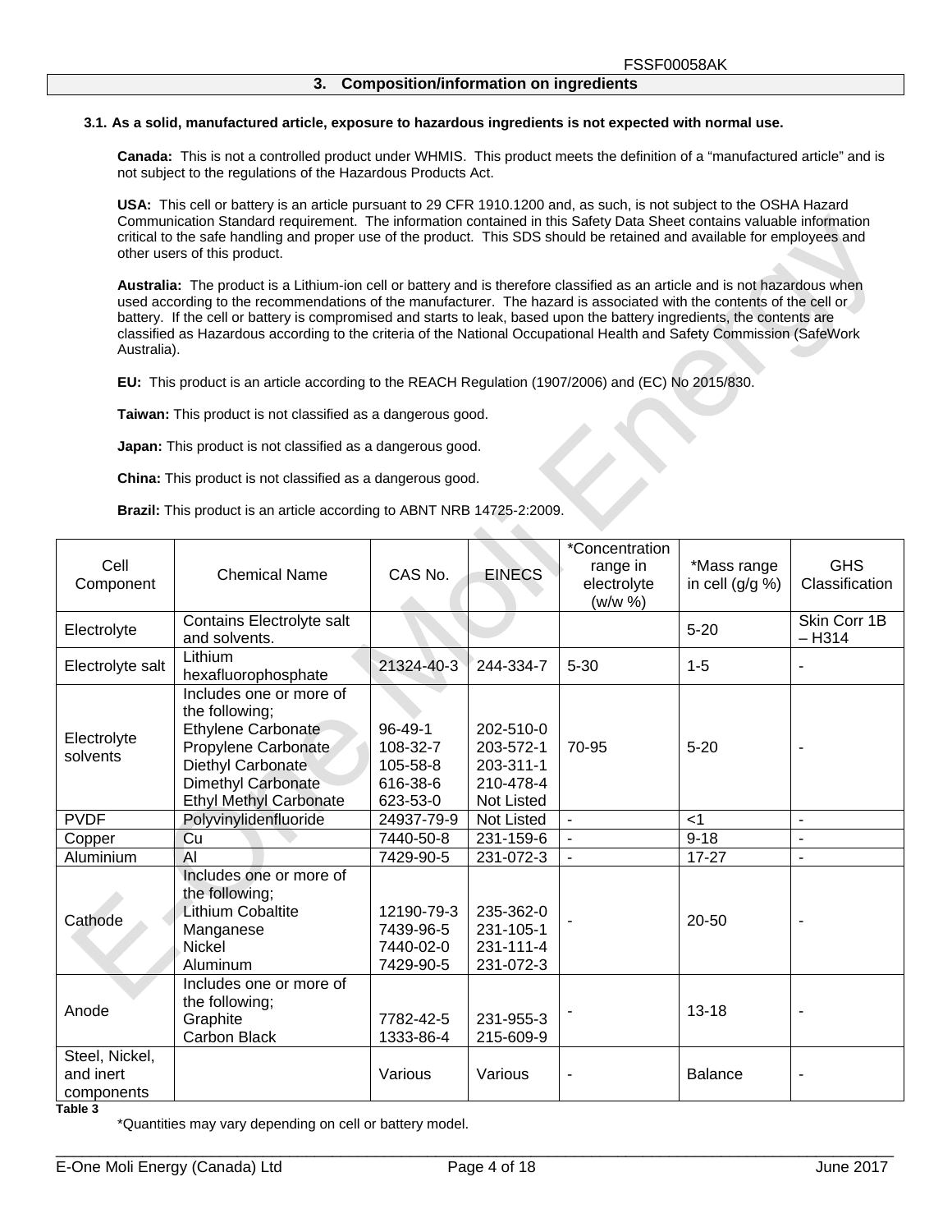## 3. Composition/information on ingredients

**3.1. As a solid, manufactured article, exposure to hazardous ingredients is not expected with normal use.**

**Canada:** This is not a controlled product under WHMIS. This product meets the definition of a "manufactured article" and is not subject to the regulations of the Hazardous Products Act.

**USA:** This cell or battery is an article pursuant to 29 CFR 1910.1200 and, as such, is not subject to the OSHA Hazard Communication Standard requirement. The information contained in this Safety Data Sheet contains valuable information critical to the safe handling and proper use of the product. This SDS should be retained and available for employees and other users of this product.

**Australia:** The product is a Lithium-ion cell or battery and is therefore classified as an article and is not hazardous when used according to the recommendations of the manufacturer. The hazard is associated with the contents of the cell or battery. If the cell or battery is compromised and starts to leak, based upon the battery ingredients, the contents are classified as Hazardous according to the criteria of the National Occupational Health and Safety Commission (SafeWork Australia).

**EU:** This product is an article according to the REACH Regulation (1907/2006) and (EC) No 2015/830.

**Taiwan:** This product is not classified as a dangerous good.

**Japan:** This product is not classified as a dangerous good.

**China:** This product is not classified as a dangerous good.

**Brazil:** This product is an article according to ABNT NRB 14725-2:2009.

| Cell Component | Chemical Name | CAS No. | EINECS | *Concentration range in electrolyte (w/w %) | *Mass range in cell (g/g %) | GHS Classification |
|---|---|---|---|---|---|---|
| Electrolyte | Contains Electrolyte salt and solvents. | | | | 5-20 | Skin Corr 1B – H314 |
| Electrolyte salt | Lithium hexafluorophosphate | 21324-40-3 | 244-334-7 | 5-30 | 1-5 | - |
| Electrolyte solvents | Includes one or more of the following; Ethylene Carbonate Propylene Carbonate Diethyl Carbonate Dimethyl Carbonate Ethyl Methyl Carbonate | 96-49-1 108-32-7 105-58-8 616-38-6 623-53-0 | 202-510-0 203-572-1 203-311-1 210-478-4 Not Listed | 70-95 | 5-20 | - |
| PVDF | Polyvinylidenfluoride | 24937-79-9 | Not Listed | - | <1 | - |
| Copper | Cu | 7440-50-8 | 231-159-6 | - | 9-18 | - |
| Aluminium | Al | 7429-90-5 | 231-072-3 | - | 17-27 | - |
| Cathode | Includes one or more of the following; Lithium Cobaltite Manganese Nickel Aluminum | 12190-79-3 7439-96-5 7440-02-0 7429-90-5 | 235-362-0 231-105-1 231-111-4 231-072-3 | - | 20-50 | - |
| Anode | Includes one or more of the following; Graphite Carbon Black | 7782-42-5 1333-86-4 | 231-955-3 215-609-9 | - | 13-18 | - |
| Steel, Nickel, and inert components | | Various | Various | - | Balance | - |

**Table 3**

*Quantities may vary depending on cell or battery model.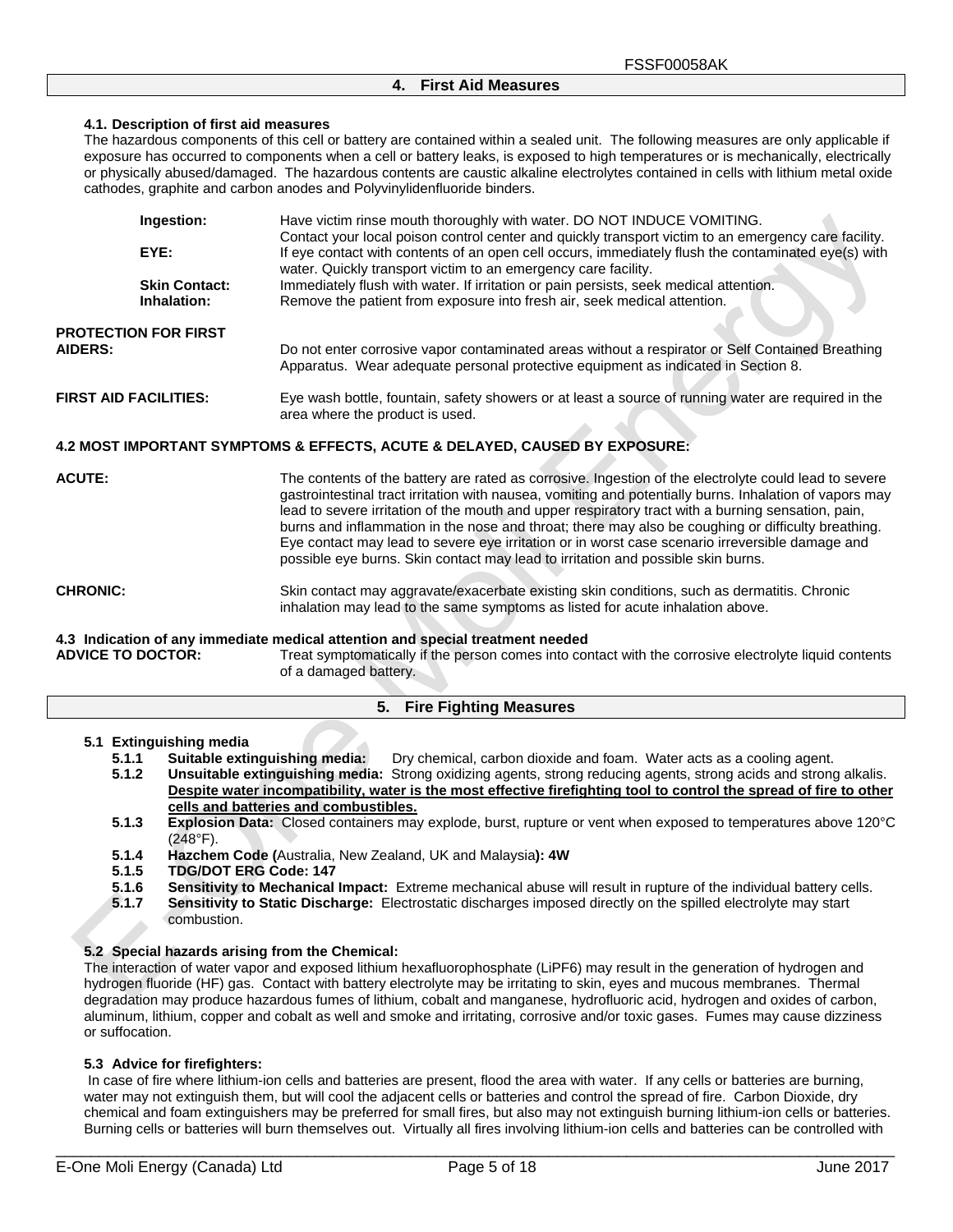## 4. First Aid Measures

### 4.1. Description of first aid measures

The hazardous components of this cell or battery are contained within a sealed unit. The following measures are only applicable if exposure has occurred to components when a cell or battery leaks, is exposed to high temperatures or is mechanically, electrically or physically abused/damaged. The hazardous contents are caustic alkaline electrolytes contained in cells with lithium metal oxide cathodes, graphite and carbon anodes and Polyvinylidenfluoride binders.

**Ingestion:** Have victim rinse mouth thoroughly with water. DO NOT INDUCE VOMITING. Contact your local poison control center and quickly transport victim to an emergency care facility.

**EYE:** If eye contact with contents of an open cell occurs, immediately flush the contaminated eye(s) with water. Quickly transport victim to an emergency care facility.

**Skin Contact:** Immediately flush with water. If irritation or pain persists, seek medical attention.

**Inhalation:** Remove the patient from exposure into fresh air, seek medical attention.

**PROTECTION FOR FIRST AIDERS:** Do not enter corrosive vapor contaminated areas without a respirator or Self Contained Breathing Apparatus. Wear adequate personal protective equipment as indicated in Section 8.

**FIRST AID FACILITIES:** Eye wash bottle, fountain, safety showers or at least a source of running water are required in the area where the product is used.

### 4.2 MOST IMPORTANT SYMPTOMS & EFFECTS, ACUTE & DELAYED, CAUSED BY EXPOSURE:

**ACUTE:** The contents of the battery are rated as corrosive. Ingestion of the electrolyte could lead to severe gastrointestinal tract irritation with nausea, vomiting and potentially burns. Inhalation of vapors may lead to severe irritation of the mouth and upper respiratory tract with a burning sensation, pain, burns and inflammation in the nose and throat; there may also be coughing or difficulty breathing. Eye contact may lead to severe eye irritation or in worst case scenario irreversible damage and possible eye burns. Skin contact may lead to irritation and possible skin burns.

**CHRONIC:** Skin contact may aggravate/exacerbate existing skin conditions, such as dermatitis. Chronic inhalation may lead to the same symptoms as listed for acute inhalation above.

### 4.3 Indication of any immediate medical attention and special treatment needed

**ADVICE TO DOCTOR:** Treat symptomatically if the person comes into contact with the corrosive electrolyte liquid contents of a damaged battery.

## 5. Fire Fighting Measures

### 5.1 Extinguishing media

- **5.1.1 Suitable extinguishing media:** Dry chemical, carbon dioxide and foam. Water acts as a cooling agent.
- **5.1.2 Unsuitable extinguishing media:** Strong oxidizing agents, strong reducing agents, strong acids and strong alkalis. **<u>Despite water incompatibility, water is the most effective firefighting tool to control the spread of fire to other cells and batteries and combustibles.</u>**
- **5.1.3 Explosion Data:** Closed containers may explode, burst, rupture or vent when exposed to temperatures above 120°C (248°F).
- **5.1.4 Hazchem Code (**Australia, New Zealand, UK and Malaysia**): 4W**
- **5.1.5 TDG/DOT ERG Code: 147**
- **5.1.6 Sensitivity to Mechanical Impact:** Extreme mechanical abuse will result in rupture of the individual battery cells.
- **5.1.7 Sensitivity to Static Discharge:** Electrostatic discharges imposed directly on the spilled electrolyte may start combustion.

### 5.2 Special hazards arising from the Chemical:

The interaction of water vapor and exposed lithium hexafluorophosphate ($LiPF_6$) may result in the generation of hydrogen and hydrogen fluoride (HF) gas. Contact with battery electrolyte may be irritating to skin, eyes and mucous membranes. Thermal degradation may produce hazardous fumes of lithium, cobalt and manganese, hydrofluoric acid, hydrogen and oxides of carbon, aluminum, lithium, copper and cobalt as well and smoke and irritating, corrosive and/or toxic gases. Fumes may cause dizziness or suffocation.

### 5.3 Advice for firefighters:

In case of fire where lithium-ion cells and batteries are present, flood the area with water. If any cells or batteries are burning, water may not extinguish them, but will cool the adjacent cells or batteries and control the spread of fire. Carbon Dioxide, dry chemical and foam extinguishers may be preferred for small fires, but also may not extinguish burning lithium-ion cells or batteries. Burning cells or batteries will burn themselves out. Virtually all fires involving lithium-ion cells and batteries can be controlled with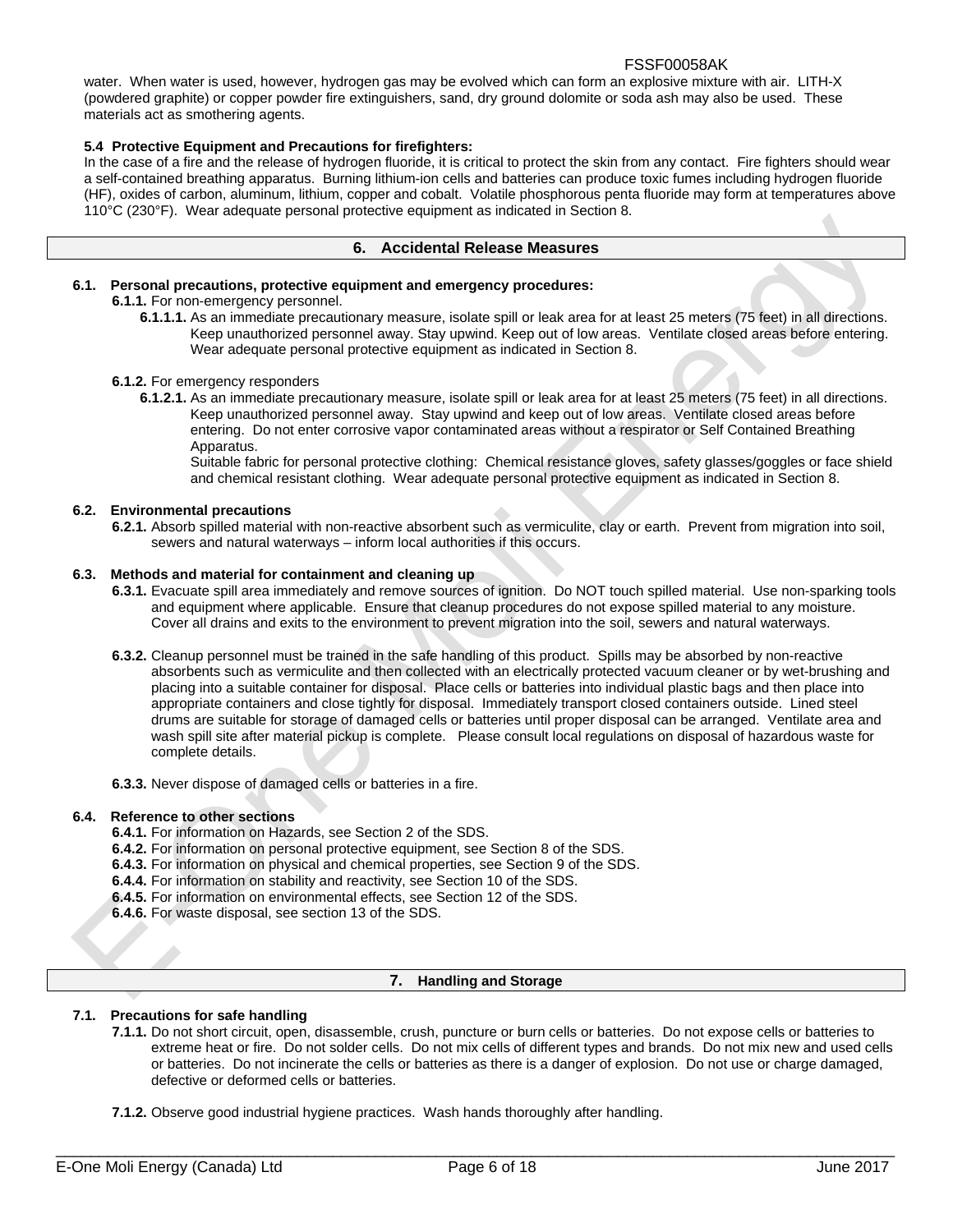water. When water is used, however, hydrogen gas may be evolved which can form an explosive mixture with air. LITH-X (powdered graphite) or copper powder fire extinguishers, sand, dry ground dolomite or soda ash may also be used. These materials act as smothering agents.

**5.4 Protective Equipment and Precautions for firefighters:**

In the case of a fire and the release of hydrogen fluoride, it is critical to protect the skin from any contact. Fire fighters should wear a self-contained breathing apparatus. Burning lithium-ion cells and batteries can produce toxic fumes including hydrogen fluoride (HF), oxides of carbon, aluminum, lithium, copper and cobalt. Volatile phosphorous penta fluoride may form at temperatures above 110°C (230°F). Wear adequate personal protective equipment as indicated in Section 8.

## 6. Accidental Release Measures

**6.1. Personal precautions, protective equipment and emergency procedures:**

**6.1.1.** For non-emergency personnel.

**6.1.1.1.** As an immediate precautionary measure, isolate spill or leak area for at least 25 meters (75 feet) in all directions. Keep unauthorized personnel away. Stay upwind. Keep out of low areas. Ventilate closed areas before entering. Wear adequate personal protective equipment as indicated in Section 8.

**6.1.2.** For emergency responders

**6.1.2.1.** As an immediate precautionary measure, isolate spill or leak area for at least 25 meters (75 feet) in all directions. Keep unauthorized personnel away. Stay upwind and keep out of low areas. Ventilate closed areas before entering. Do not enter corrosive vapor contaminated areas without a respirator or Self Contained Breathing Apparatus.

Suitable fabric for personal protective clothing: Chemical resistance gloves, safety glasses/goggles or face shield and chemical resistant clothing. Wear adequate personal protective equipment as indicated in Section 8.

**6.2. Environmental precautions**

**6.2.1.** Absorb spilled material with non-reactive absorbent such as vermiculite, clay or earth. Prevent from migration into soil, sewers and natural waterways – inform local authorities if this occurs.

**6.3. Methods and material for containment and cleaning up**

**6.3.1.** Evacuate spill area immediately and remove sources of ignition. Do NOT touch spilled material. Use non-sparking tools and equipment where applicable. Ensure that cleanup procedures do not expose spilled material to any moisture. Cover all drains and exits to the environment to prevent migration into the soil, sewers and natural waterways.

**6.3.2.** Cleanup personnel must be trained in the safe handling of this product. Spills may be absorbed by non-reactive absorbents such as vermiculite and then collected with an electrically protected vacuum cleaner or by wet-brushing and placing into a suitable container for disposal. Place cells or batteries into individual plastic bags and then place into appropriate containers and close tightly for disposal. Immediately transport closed containers outside. Lined steel drums are suitable for storage of damaged cells or batteries until proper disposal can be arranged. Ventilate area and wash spill site after material pickup is complete. Please consult local regulations on disposal of hazardous waste for complete details.

**6.3.3.** Never dispose of damaged cells or batteries in a fire.

**6.4. Reference to other sections**

**6.4.1.** For information on Hazards, see Section 2 of the SDS.
**6.4.2.** For information on personal protective equipment, see Section 8 of the SDS.
**6.4.3.** For information on physical and chemical properties, see Section 9 of the SDS.
**6.4.4.** For information on stability and reactivity, see Section 10 of the SDS.
**6.4.5.** For information on environmental effects, see Section 12 of the SDS.
**6.4.6.** For waste disposal, see section 13 of the SDS.

## 7. Handling and Storage

**7.1. Precautions for safe handling**

**7.1.1.** Do not short circuit, open, disassemble, crush, puncture or burn cells or batteries. Do not expose cells or batteries to extreme heat or fire. Do not solder cells. Do not mix cells of different types and brands. Do not mix new and used cells or batteries. Do not incinerate the cells or batteries as there is a danger of explosion. Do not use or charge damaged, defective or deformed cells or batteries.

**7.1.2.** Observe good industrial hygiene practices. Wash hands thoroughly after handling.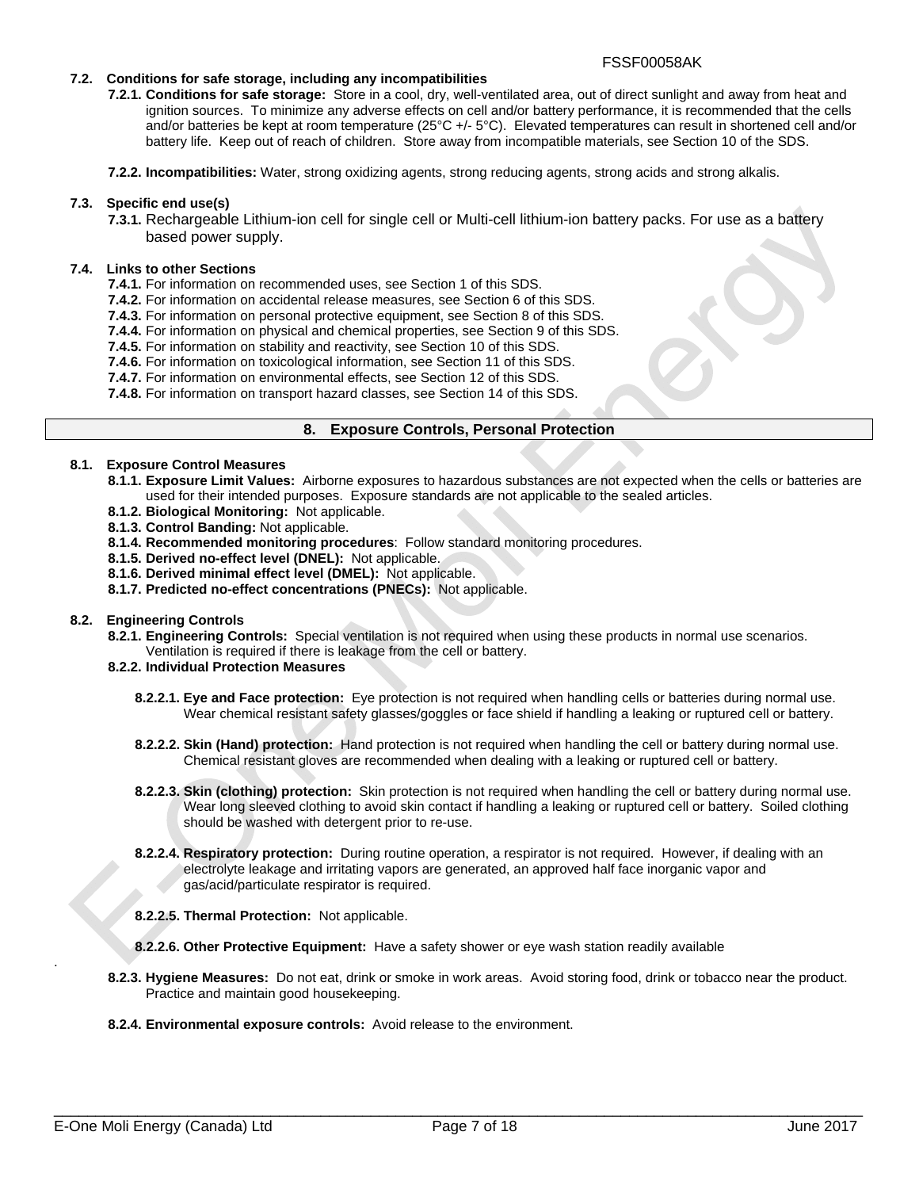**7.2. Conditions for safe storage, including any incompatibilities**

**7.2.1. Conditions for safe storage:** Store in a cool, dry, well-ventilated area, out of direct sunlight and away from heat and ignition sources. To minimize any adverse effects on cell and/or battery performance, it is recommended that the cells and/or batteries be kept at room temperature (25°C +/- 5°C). Elevated temperatures can result in shortened cell and/or battery life. Keep out of reach of children. Store away from incompatible materials, see Section 10 of the SDS.

**7.2.2. Incompatibilities:** Water, strong oxidizing agents, strong reducing agents, strong acids and strong alkalis.

**7.3. Specific end use(s)**

**7.3.1.** Rechargeable Lithium-ion cell for single cell or Multi-cell lithium-ion battery packs. For use as a battery based power supply.

**7.4. Links to other Sections**

**7.4.1.** For information on recommended uses, see Section 1 of this SDS.
**7.4.2.** For information on accidental release measures, see Section 6 of this SDS.
**7.4.3.** For information on personal protective equipment, see Section 8 of this SDS.
**7.4.4.** For information on physical and chemical properties, see Section 9 of this SDS.
**7.4.5.** For information on stability and reactivity, see Section 10 of this SDS.
**7.4.6.** For information on toxicological information, see Section 11 of this SDS.
**7.4.7.** For information on environmental effects, see Section 12 of this SDS.
**7.4.8.** For information on transport hazard classes, see Section 14 of this SDS.

## 8. Exposure Controls, Personal Protection

**8.1. Exposure Control Measures**

**8.1.1. Exposure Limit Values:** Airborne exposures to hazardous substances are not expected when the cells or batteries are used for their intended purposes. Exposure standards are not applicable to the sealed articles.
**8.1.2. Biological Monitoring:** Not applicable.
**8.1.3. Control Banding:** Not applicable.
**8.1.4. Recommended monitoring procedures**: Follow standard monitoring procedures.
**8.1.5. Derived no-effect level (DNEL):** Not applicable.
**8.1.6. Derived minimal effect level (DMEL):** Not applicable.
**8.1.7. Predicted no-effect concentrations (PNECs):** Not applicable.

**8.2. Engineering Controls**

**8.2.1. Engineering Controls:** Special ventilation is not required when using these products in normal use scenarios. Ventilation is required if there is leakage from the cell or battery.

**8.2.2. Individual Protection Measures**

**8.2.2.1. Eye and Face protection:** Eye protection is not required when handling cells or batteries during normal use. Wear chemical resistant safety glasses/goggles or face shield if handling a leaking or ruptured cell or battery.

**8.2.2.2. Skin (Hand) protection:** Hand protection is not required when handling the cell or battery during normal use. Chemical resistant gloves are recommended when dealing with a leaking or ruptured cell or battery.

**8.2.2.3. Skin (clothing) protection:** Skin protection is not required when handling the cell or battery during normal use. Wear long sleeved clothing to avoid skin contact if handling a leaking or ruptured cell or battery. Soiled clothing should be washed with detergent prior to re-use.

**8.2.2.4. Respiratory protection:** During routine operation, a respirator is not required. However, if dealing with an electrolyte leakage and irritating vapors are generated, an approved half face inorganic vapor and gas/acid/particulate respirator is required.

**8.2.2.5. Thermal Protection:** Not applicable.

**8.2.2.6. Other Protective Equipment:** Have a safety shower or eye wash station readily available

**8.2.3. Hygiene Measures:** Do not eat, drink or smoke in work areas. Avoid storing food, drink or tobacco near the product. Practice and maintain good housekeeping.

**8.2.4. Environmental exposure controls:** Avoid release to the environment.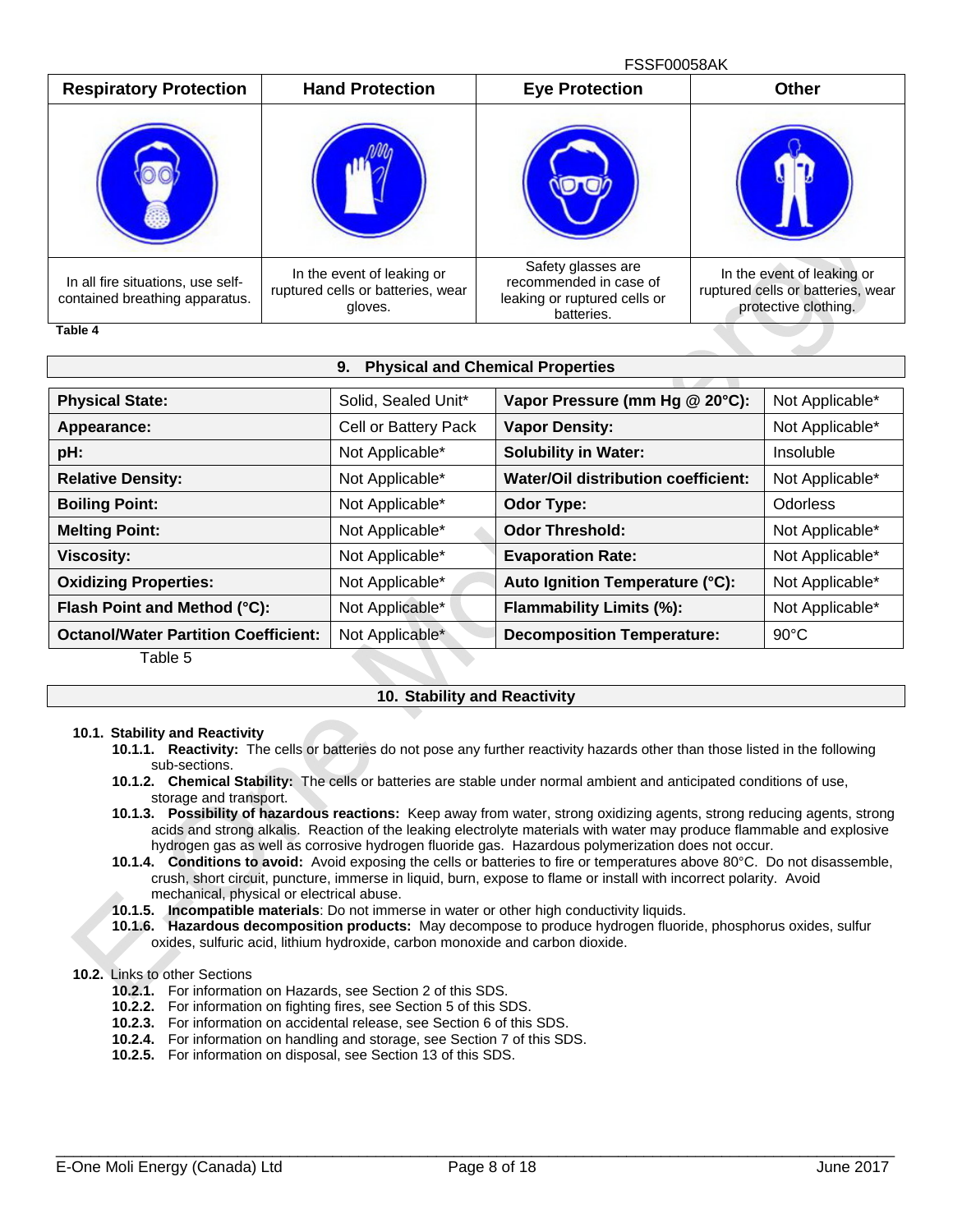| Respiratory Protection | Hand Protection | Eye Protection | Other |
|---|---|---|---|
| | | | |
| In all fire situations, use self-contained breathing apparatus. | In the event of leaking or ruptured cells or batteries, wear gloves. | Safety glasses are recommended in case of leaking or ruptured cells or batteries. | In the event of leaking or ruptured cells or batteries, wear protective clothing. |

Table 4

## 9. Physical and Chemical Properties

| Physical State: | Solid, Sealed Unit* | Vapor Pressure (mm Hg @ 20°C): | Not Applicable* |
|---|---|---|---|
| Appearance: | Cell or Battery Pack | Vapor Density: | Not Applicable* |
| pH: | Not Applicable* | Solubility in Water: | Insoluble |
| Relative Density: | Not Applicable* | Water/Oil distribution coefficient: | Not Applicable* |
| Boiling Point: | Not Applicable* | Odor Type: | Odorless |
| Melting Point: | Not Applicable* | Odor Threshold: | Not Applicable* |
| Viscosity: | Not Applicable* | Evaporation Rate: | Not Applicable* |
| Oxidizing Properties: | Not Applicable* | Auto Ignition Temperature (°C): | Not Applicable* |
| Flash Point and Method (°C): | Not Applicable* | Flammability Limits (%): | Not Applicable* |
| Octanol/Water Partition Coefficient: | Not Applicable* | Decomposition Temperature: | 90°C |

Table 5

## 10. Stability and Reactivity

**10.1. Stability and Reactivity**

- **10.1.1. Reactivity:** The cells or batteries do not pose any further reactivity hazards other than those listed in the following sub-sections.
- **10.1.2. Chemical Stability:** The cells or batteries are stable under normal ambient and anticipated conditions of use, storage and transport.
- **10.1.3. Possibility of hazardous reactions:** Keep away from water, strong oxidizing agents, strong reducing agents, strong acids and strong alkalis. Reaction of the leaking electrolyte materials with water may produce flammable and explosive hydrogen gas as well as corrosive hydrogen fluoride gas. Hazardous polymerization does not occur.
- **10.1.4. Conditions to avoid:** Avoid exposing the cells or batteries to fire or temperatures above 80°C. Do not disassemble, crush, short circuit, puncture, immerse in liquid, burn, expose to flame or install with incorrect polarity. Avoid mechanical, physical or electrical abuse.
- **10.1.5. Incompatible materials**: Do not immerse in water or other high conductivity liquids.
- **10.1.6. Hazardous decomposition products:** May decompose to produce hydrogen fluoride, phosphorus oxides, sulfur oxides, sulfuric acid, lithium hydroxide, carbon monoxide and carbon dioxide.

**10.2.** Links to other Sections

- **10.2.1.** For information on Hazards, see Section 2 of this SDS.
- **10.2.2.** For information on fighting fires, see Section 5 of this SDS.
- **10.2.3.** For information on accidental release, see Section 6 of this SDS.
- **10.2.4.** For information on handling and storage, see Section 7 of this SDS.
- **10.2.5.** For information on disposal, see Section 13 of this SDS.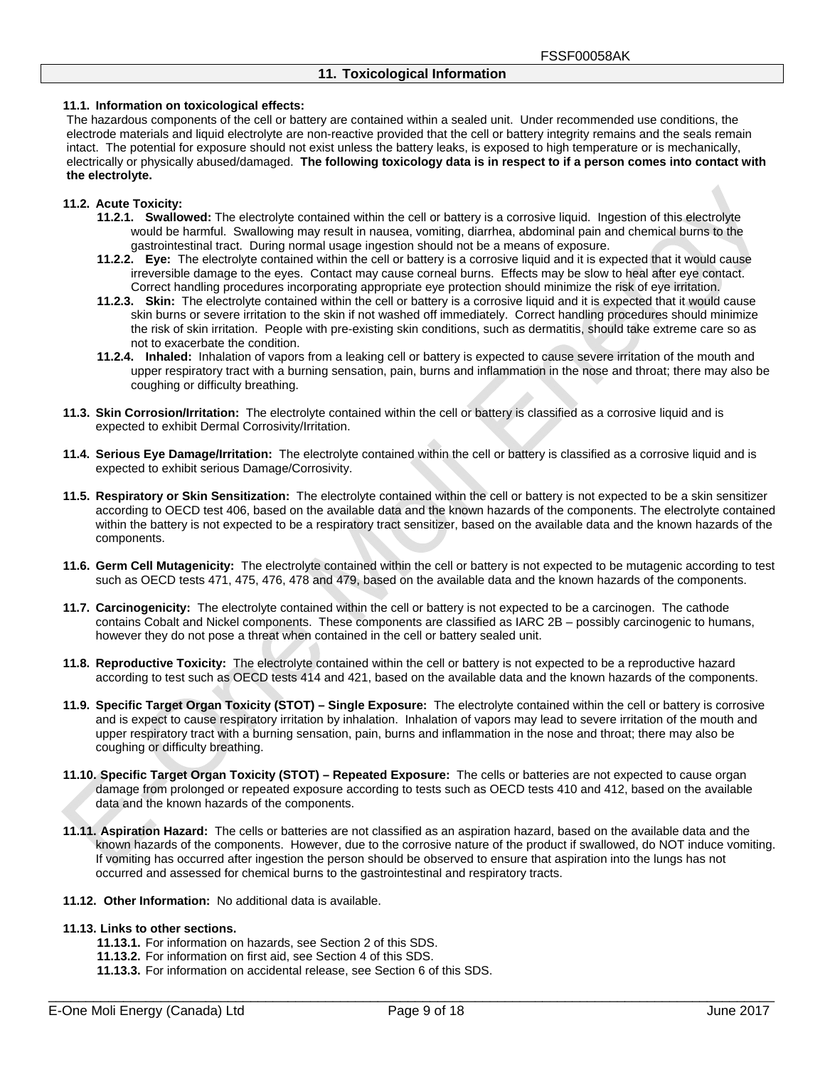## 11. Toxicological Information

**11.1. Information on toxicological effects:**

The hazardous components of the cell or battery are contained within a sealed unit. Under recommended use conditions, the electrode materials and liquid electrolyte are non-reactive provided that the cell or battery integrity remains and the seals remain intact. The potential for exposure should not exist unless the battery leaks, is exposed to high temperature or is mechanically, electrically or physically abused/damaged. **The following toxicology data is in respect to if a person comes into contact with the electrolyte.**

**11.2. Acute Toxicity:**

- **11.2.1. Swallowed:** The electrolyte contained within the cell or battery is a corrosive liquid. Ingestion of this electrolyte would be harmful. Swallowing may result in nausea, vomiting, diarrhea, abdominal pain and chemical burns to the gastrointestinal tract. During normal usage ingestion should not be a means of exposure.
- **11.2.2. Eye:** The electrolyte contained within the cell or battery is a corrosive liquid and it is expected that it would cause irreversible damage to the eyes. Contact may cause corneal burns. Effects may be slow to heal after eye contact. Correct handling procedures incorporating appropriate eye protection should minimize the risk of eye irritation.
- **11.2.3. Skin:** The electrolyte contained within the cell or battery is a corrosive liquid and it is expected that it would cause skin burns or severe irritation to the skin if not washed off immediately. Correct handling procedures should minimize the risk of skin irritation. People with pre-existing skin conditions, such as dermatitis, should take extreme care so as not to exacerbate the condition.
- **11.2.4. Inhaled:** Inhalation of vapors from a leaking cell or battery is expected to cause severe irritation of the mouth and upper respiratory tract with a burning sensation, pain, burns and inflammation in the nose and throat; there may also be coughing or difficulty breathing.

**11.3. Skin Corrosion/Irritation:** The electrolyte contained within the cell or battery is classified as a corrosive liquid and is expected to exhibit Dermal Corrosivity/Irritation.

**11.4. Serious Eye Damage/Irritation:** The electrolyte contained within the cell or battery is classified as a corrosive liquid and is expected to exhibit serious Damage/Corrosivity.

**11.5. Respiratory or Skin Sensitization:** The electrolyte contained within the cell or battery is not expected to be a skin sensitizer according to OECD test 406, based on the available data and the known hazards of the components. The electrolyte contained within the battery is not expected to be a respiratory tract sensitizer, based on the available data and the known hazards of the components.

**11.6. Germ Cell Mutagenicity:** The electrolyte contained within the cell or battery is not expected to be mutagenic according to test such as OECD tests 471, 475, 476, 478 and 479, based on the available data and the known hazards of the components.

**11.7. Carcinogenicity:** The electrolyte contained within the cell or battery is not expected to be a carcinogen. The cathode contains Cobalt and Nickel components. These components are classified as IARC 2B – possibly carcinogenic to humans, however they do not pose a threat when contained in the cell or battery sealed unit.

**11.8. Reproductive Toxicity:** The electrolyte contained within the cell or battery is not expected to be a reproductive hazard according to test such as OECD tests 414 and 421, based on the available data and the known hazards of the components.

**11.9. Specific Target Organ Toxicity (STOT) – Single Exposure:** The electrolyte contained within the cell or battery is corrosive and is expect to cause respiratory irritation by inhalation. Inhalation of vapors may lead to severe irritation of the mouth and upper respiratory tract with a burning sensation, pain, burns and inflammation in the nose and throat; there may also be coughing or difficulty breathing.

**11.10. Specific Target Organ Toxicity (STOT) – Repeated Exposure:** The cells or batteries are not expected to cause organ damage from prolonged or repeated exposure according to tests such as OECD tests 410 and 412, based on the available data and the known hazards of the components.

**11.11. Aspiration Hazard:** The cells or batteries are not classified as an aspiration hazard, based on the available data and the known hazards of the components. However, due to the corrosive nature of the product if swallowed, do NOT induce vomiting. If vomiting has occurred after ingestion the person should be observed to ensure that aspiration into the lungs has not occurred and assessed for chemical burns to the gastrointestinal and respiratory tracts.

**11.12. Other Information:** No additional data is available.

**11.13. Links to other sections.**

- **11.13.1.** For information on hazards, see Section 2 of this SDS.
- **11.13.2.** For information on first aid, see Section 4 of this SDS.
- **11.13.3.** For information on accidental release, see Section 6 of this SDS.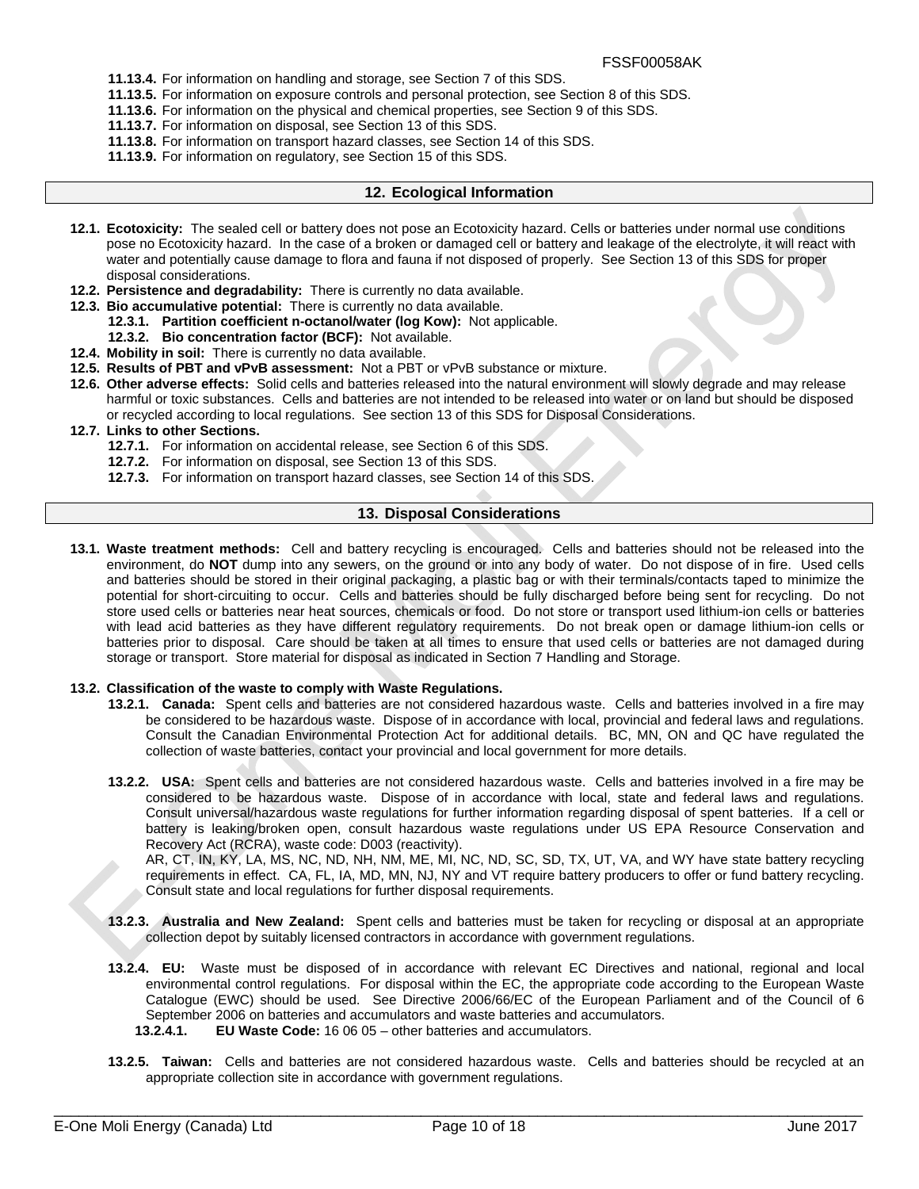**11.13.4.** For information on handling and storage, see Section 7 of this SDS.

**11.13.5.** For information on exposure controls and personal protection, see Section 8 of this SDS.

**11.13.6.** For information on the physical and chemical properties, see Section 9 of this SDS.

**11.13.7.** For information on disposal, see Section 13 of this SDS.

**11.13.8.** For information on transport hazard classes, see Section 14 of this SDS.

**11.13.9.** For information on regulatory, see Section 15 of this SDS.

## 12. Ecological Information

**12.1. Ecotoxicity:** The sealed cell or battery does not pose an Ecotoxicity hazard. Cells or batteries under normal use conditions pose no Ecotoxicity hazard. In the case of a broken or damaged cell or battery and leakage of the electrolyte, it will react with water and potentially cause damage to flora and fauna if not disposed of properly. See Section 13 of this SDS for proper disposal considerations.

**12.2. Persistence and degradability:** There is currently no data available.

**12.3. Bio accumulative potential:** There is currently no data available.

- **12.3.1. Partition coefficient n-octanol/water (log Kow):** Not applicable.
- **12.3.2. Bio concentration factor (BCF):** Not available.

**12.4. Mobility in soil:** There is currently no data available.

**12.5. Results of PBT and vPvB assessment:** Not a PBT or vPvB substance or mixture.

**12.6. Other adverse effects:** Solid cells and batteries released into the natural environment will slowly degrade and may release harmful or toxic substances. Cells and batteries are not intended to be released into water or on land but should be disposed or recycled according to local regulations. See section 13 of this SDS for Disposal Considerations.

**12.7. Links to other Sections.**

- **12.7.1.** For information on accidental release, see Section 6 of this SDS.
- **12.7.2.** For information on disposal, see Section 13 of this SDS.
- **12.7.3.** For information on transport hazard classes, see Section 14 of this SDS.

## 13. Disposal Considerations

**13.1. Waste treatment methods:** Cell and battery recycling is encouraged. Cells and batteries should not be released into the environment, do **NOT** dump into any sewers, on the ground or into any body of water. Do not dispose of in fire. Used cells and batteries should be stored in their original packaging, a plastic bag or with their terminals/contacts taped to minimize the potential for short-circuiting to occur. Cells and batteries should be fully discharged before being sent for recycling. Do not store used cells or batteries near heat sources, chemicals or food. Do not store or transport used lithium-ion cells or batteries with lead acid batteries as they have different regulatory requirements. Do not break open or damage lithium-ion cells or batteries prior to disposal. Care should be taken at all times to ensure that used cells or batteries are not damaged during storage or transport. Store material for disposal as indicated in Section 7 Handling and Storage.

**13.2. Classification of the waste to comply with Waste Regulations.**

**13.2.1. Canada:** Spent cells and batteries are not considered hazardous waste. Cells and batteries involved in a fire may be considered to be hazardous waste. Dispose of in accordance with local, provincial and federal laws and regulations. Consult the Canadian Environmental Protection Act for additional details. BC, MN, ON and QC have regulated the collection of waste batteries, contact your provincial and local government for more details.

**13.2.2. USA:** Spent cells and batteries are not considered hazardous waste. Cells and batteries involved in a fire may be considered to be hazardous waste. Dispose of in accordance with local, state and federal laws and regulations. Consult universal/hazardous waste regulations for further information regarding disposal of spent batteries. If a cell or battery is leaking/broken open, consult hazardous waste regulations under US EPA Resource Conservation and Recovery Act (RCRA), waste code: D003 (reactivity).
AR, CT, IN, KY, LA, MS, NC, ND, NH, NM, ME, MI, NC, ND, SC, SD, TX, UT, VA, and WY have state battery recycling requirements in effect. CA, FL, IA, MD, MN, NJ, NY and VT require battery producers to offer or fund battery recycling. Consult state and local regulations for further disposal requirements.

**13.2.3. Australia and New Zealand:** Spent cells and batteries must be taken for recycling or disposal at an appropriate collection depot by suitably licensed contractors in accordance with government regulations.

**13.2.4. EU:** Waste must be disposed of in accordance with relevant EC Directives and national, regional and local environmental control regulations. For disposal within the EC, the appropriate code according to the European Waste Catalogue (EWC) should be used. See Directive 2006/66/EC of the European Parliament and of the Council of 6 September 2006 on batteries and accumulators and waste batteries and accumulators.

- **13.2.4.1. EU Waste Code:** 16 06 05 – other batteries and accumulators.

**13.2.5. Taiwan:** Cells and batteries are not considered hazardous waste. Cells and batteries should be recycled at an appropriate collection site in accordance with government regulations.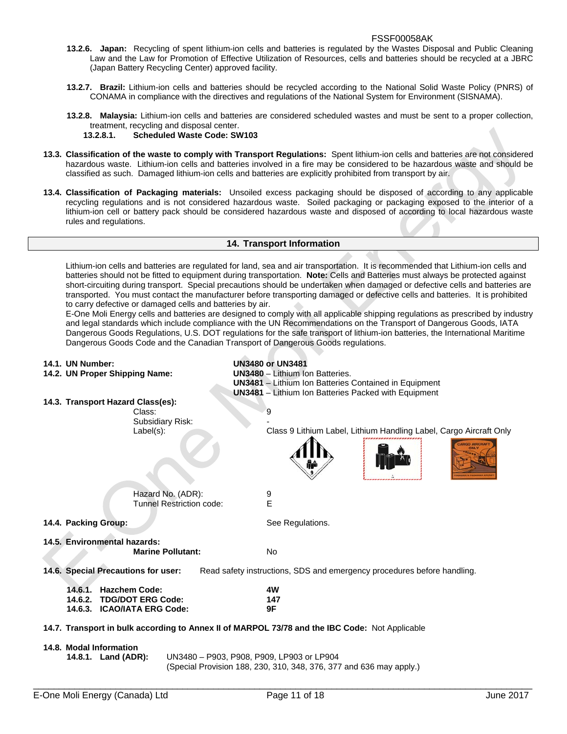**13.2.6. Japan:** Recycling of spent lithium-ion cells and batteries is regulated by the Wastes Disposal and Public Cleaning Law and the Law for Promotion of Effective Utilization of Resources, cells and batteries should be recycled at a JBRC (Japan Battery Recycling Center) approved facility.

**13.2.7. Brazil:** Lithium-ion cells and batteries should be recycled according to the National Solid Waste Policy (PNRS) of CONAMA in compliance with the directives and regulations of the National System for Environment (SISNAMA).

**13.2.8. Malaysia:** Lithium-ion cells and batteries are considered scheduled wastes and must be sent to a proper collection, treatment, recycling and disposal center.

**13.2.8.1. Scheduled Waste Code: SW103**

**13.3. Classification of the waste to comply with Transport Regulations:** Spent lithium-ion cells and batteries are not considered hazardous waste. Lithium-ion cells and batteries involved in a fire may be considered to be hazardous waste and should be classified as such. Damaged lithium-ion cells and batteries are explicitly prohibited from transport by air.

**13.4. Classification of Packaging materials:** Unsoiled excess packaging should be disposed of according to any applicable recycling regulations and is not considered hazardous waste. Soiled packaging or packaging exposed to the interior of a lithium-ion cell or battery pack should be considered hazardous waste and disposed of according to local hazardous waste rules and regulations.

## 14. Transport Information

Lithium-ion cells and batteries are regulated for land, sea and air transportation. It is recommended that Lithium-ion cells and batteries should not be fitted to equipment during transportation. **Note:** Cells and Batteries must always be protected against short-circuiting during transport. Special precautions should be undertaken when damaged or defective cells and batteries are transported. You must contact the manufacturer before transporting damaged or defective cells and batteries. It is prohibited to carry defective or damaged cells and batteries by air.

E-One Moli Energy cells and batteries are designed to comply with all applicable shipping regulations as prescribed by industry and legal standards which include compliance with the UN Recommendations on the Transport of Dangerous Goods, IATA Dangerous Goods Regulations, U.S. DOT regulations for the safe transport of lithium-ion batteries, the International Maritime Dangerous Goods Code and the Canadian Transport of Dangerous Goods regulations.

**14.1. UN Number:** **UN3480 or UN3481**

**14.2. UN Proper Shipping Name:**
- **UN3480** – Lithium Ion Batteries.
- **UN3481** – Lithium Ion Batteries Contained in Equipment
- **UN3481** – Lithium Ion Batteries Packed with Equipment

**14.3. Transport Hazard Class(es):**
- Class: 9
- Subsidiary Risk: -
- Label(s): Class 9 Lithium Label, Lithium Handling Label, Cargo Aircraft Only
- Hazard No. (ADR): 9
- Tunnel Restriction code: E

**14.4. Packing Group:** See Regulations.

**14.5. Environmental hazards:**
- **Marine Pollutant:** No

**14.6. Special Precautions for user:** Read safety instructions, SDS and emergency procedures before handling.

- **14.6.1. Hazchem Code:** **4W**
- **14.6.2. TDG/DOT ERG Code:** **147**
- **14.6.3. ICAO/IATA ERG Code:** **9F**

**14.7. Transport in bulk according to Annex II of MARPOL 73/78 and the IBC Code:** Not Applicable

**14.8. Modal Information**

**14.8.1. Land (ADR):** UN3480 – P903, P908, P909, LP903 or LP904
(Special Provision 188, 230, 310, 348, 376, 377 and 636 may apply.)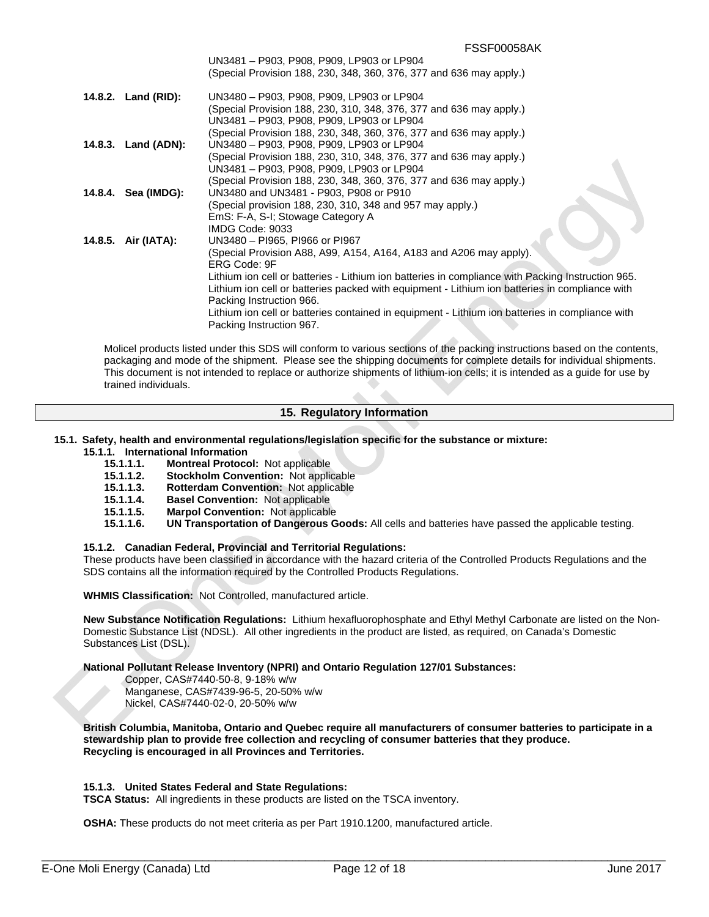UN3481 – P903, P908, P909, LP903 or LP904
(Special Provision 188, 230, 348, 360, 376, 377 and 636 may apply.)

**14.8.2. Land (RID):** UN3480 – P903, P908, P909, LP903 or LP904
(Special Provision 188, 230, 310, 348, 376, 377 and 636 may apply.)
UN3481 – P903, P908, P909, LP903 or LP904
(Special Provision 188, 230, 348, 360, 376, 377 and 636 may apply.)

**14.8.3. Land (ADN):** UN3480 – P903, P908, P909, LP903 or LP904
(Special Provision 188, 230, 310, 348, 376, 377 and 636 may apply.)
UN3481 – P903, P908, P909, LP903 or LP904
(Special Provision 188, 230, 348, 360, 376, 377 and 636 may apply.)

**14.8.4. Sea (IMDG):** UN3480 and UN3481 - P903, P908 or P910
(Special provision 188, 230, 310, 348 and 957 may apply.)
EmS: F-A, S-I; Stowage Category A
IMDG Code: 9033

**14.8.5. Air (IATA):** UN3480 – PI965, PI966 or PI967
(Special Provision A88, A99, A154, A164, A183 and A206 may apply).
ERG Code: 9F
Lithium ion cell or batteries - Lithium ion batteries in compliance with Packing Instruction 965.
Lithium ion cell or batteries packed with equipment - Lithium ion batteries in compliance with Packing Instruction 966.
Lithium ion cell or batteries contained in equipment - Lithium ion batteries in compliance with Packing Instruction 967.

Molicel products listed under this SDS will conform to various sections of the packing instructions based on the contents, packaging and mode of the shipment. Please see the shipping documents for complete details for individual shipments. This document is not intended to replace or authorize shipments of lithium-ion cells; it is intended as a guide for use by trained individuals.

## 15. Regulatory Information

**15.1. Safety, health and environmental regulations/legislation specific for the substance or mixture:**

**15.1.1. International Information**

- **15.1.1.1. Montreal Protocol:** Not applicable
- **15.1.1.2. Stockholm Convention:** Not applicable
- **15.1.1.3. Rotterdam Convention:** Not applicable
- **15.1.1.4. Basel Convention:** Not applicable
- **15.1.1.5. Marpol Convention:** Not applicable
- **15.1.1.6. UN Transportation of Dangerous Goods:** All cells and batteries have passed the applicable testing.

**15.1.2. Canadian Federal, Provincial and Territorial Regulations:**

These products have been classified in accordance with the hazard criteria of the Controlled Products Regulations and the SDS contains all the information required by the Controlled Products Regulations.

**WHMIS Classification:** Not Controlled, manufactured article.

**New Substance Notification Regulations:** Lithium hexafluorophosphate and Ethyl Methyl Carbonate are listed on the Non-Domestic Substance List (NDSL). All other ingredients in the product are listed, as required, on Canada's Domestic Substances List (DSL).

**National Pollutant Release Inventory (NPRI) and Ontario Regulation 127/01 Substances:**

Copper, CAS#7440-50-8, 9-18% w/w
Manganese, CAS#7439-96-5, 20-50% w/w
Nickel, CAS#7440-02-0, 20-50% w/w

**British Columbia, Manitoba, Ontario and Quebec require all manufacturers of consumer batteries to participate in a stewardship plan to provide free collection and recycling of consumer batteries that they produce. Recycling is encouraged in all Provinces and Territories.**

**15.1.3. United States Federal and State Regulations:**

**TSCA Status:** All ingredients in these products are listed on the TSCA inventory.

**OSHA:** These products do not meet criteria as per Part 1910.1200, manufactured article.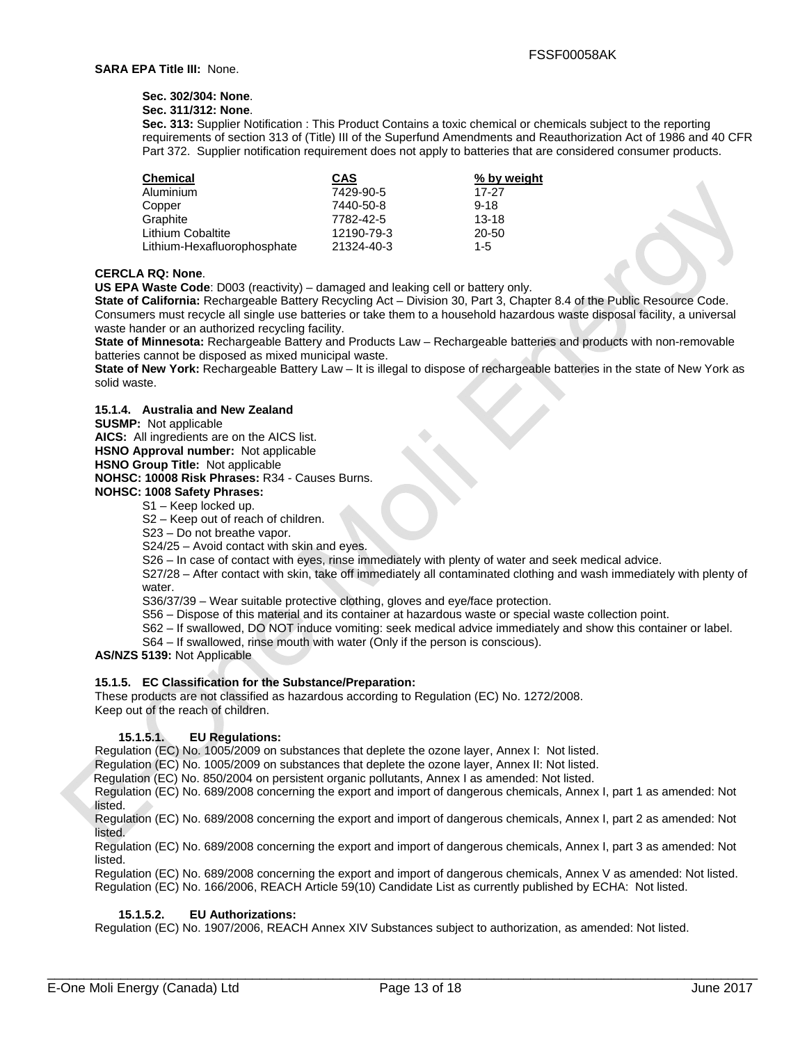**SARA EPA Title III:** None.

**Sec. 302/304: None**.

**Sec. 311/312: None**.

**Sec. 313:** Supplier Notification : This Product Contains a toxic chemical or chemicals subject to the reporting requirements of section 313 of (Title) III of the Superfund Amendments and Reauthorization Act of 1986 and 40 CFR Part 372. Supplier notification requirement does not apply to batteries that are considered consumer products.

| Chemical | CAS | % by weight |
|---|---|---|
| Aluminium | 7429-90-5 | 17-27 |
| Copper | 7440-50-8 | 9-18 |
| Graphite | 7782-42-5 | 13-18 |
| Lithium Cobaltite | 12190-79-3 | 20-50 |
| Lithium-Hexafluorophosphate | 21324-40-3 | 1-5 |

**CERCLA RQ: None**.

**US EPA Waste Code**: D003 (reactivity) – damaged and leaking cell or battery only.

**State of California:** Rechargeable Battery Recycling Act – Division 30, Part 3, Chapter 8.4 of the Public Resource Code. Consumers must recycle all single use batteries or take them to a household hazardous waste disposal facility, a universal waste hander or an authorized recycling facility.

**State of Minnesota:** Rechargeable Battery and Products Law – Rechargeable batteries and products with non-removable batteries cannot be disposed as mixed municipal waste.

**State of New York:** Rechargeable Battery Law – It is illegal to dispose of rechargeable batteries in the state of New York as solid waste.

### 15.1.4. Australia and New Zealand

**SUSMP:** Not applicable

**AICS:** All ingredients are on the AICS list.

**HSNO Approval number:** Not applicable

**HSNO Group Title:** Not applicable

**NOHSC: 10008 Risk Phrases:** R34 - Causes Burns.

**NOHSC: 1008 Safety Phrases:**

- S1 – Keep locked up.
- S2 – Keep out of reach of children.
- S23 – Do not breathe vapor.
- S24/25 – Avoid contact with skin and eyes.
- S26 – In case of contact with eyes, rinse immediately with plenty of water and seek medical advice.
- S27/28 – After contact with skin, take off immediately all contaminated clothing and wash immediately with plenty of water.
- S36/37/39 – Wear suitable protective clothing, gloves and eye/face protection.
- S56 – Dispose of this material and its container at hazardous waste or special waste collection point.
- S62 – If swallowed, DO NOT induce vomiting: seek medical advice immediately and show this container or label.
- S64 – If swallowed, rinse mouth with water (Only if the person is conscious).

**AS/NZS 5139:** Not Applicable

### 15.1.5. EC Classification for the Substance/Preparation:

These products are not classified as hazardous according to Regulation (EC) No. 1272/2008.
Keep out of the reach of children.

#### 15.1.5.1. EU Regulations:

Regulation (EC) No. 1005/2009 on substances that deplete the ozone layer, Annex I: Not listed.
Regulation (EC) No. 1005/2009 on substances that deplete the ozone layer, Annex II: Not listed.
Regulation (EC) No. 850/2004 on persistent organic pollutants, Annex I as amended: Not listed.
Regulation (EC) No. 689/2008 concerning the export and import of dangerous chemicals, Annex I, part 1 as amended: Not listed.
Regulation (EC) No. 689/2008 concerning the export and import of dangerous chemicals, Annex I, part 2 as amended: Not listed.
Regulation (EC) No. 689/2008 concerning the export and import of dangerous chemicals, Annex I, part 3 as amended: Not listed.
Regulation (EC) No. 689/2008 concerning the export and import of dangerous chemicals, Annex V as amended: Not listed.
Regulation (EC) No. 166/2006, REACH Article 59(10) Candidate List as currently published by ECHA: Not listed.

#### 15.1.5.2. EU Authorizations:

Regulation (EC) No. 1907/2006, REACH Annex XIV Substances subject to authorization, as amended: Not listed.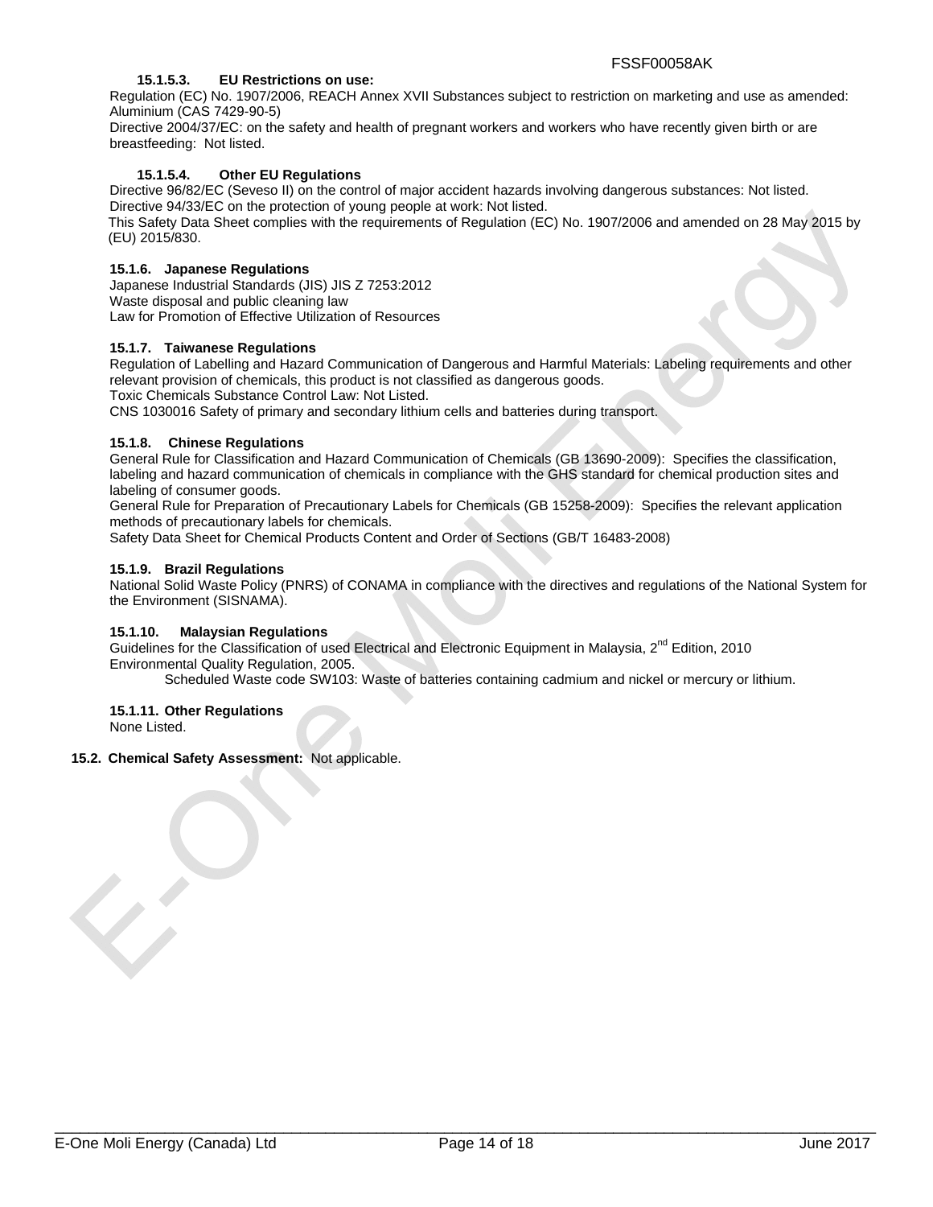#### 15.1.5.3. EU Restrictions on use:

Regulation (EC) No. 1907/2006, REACH Annex XVII Substances subject to restriction on marketing and use as amended: Aluminium (CAS 7429-90-5)

Directive 2004/37/EC: on the safety and health of pregnant workers and workers who have recently given birth or are breastfeeding: Not listed.

#### 15.1.5.4. Other EU Regulations

Directive 96/82/EC (Seveso II) on the control of major accident hazards involving dangerous substances: Not listed.

Directive 94/33/EC on the protection of young people at work: Not listed.

This Safety Data Sheet complies with the requirements of Regulation (EC) No. 1907/2006 and amended on 28 May 2015 by (EU) 2015/830.

### 15.1.6. Japanese Regulations

Japanese Industrial Standards (JIS) JIS Z 7253:2012

Waste disposal and public cleaning law

Law for Promotion of Effective Utilization of Resources

### 15.1.7. Taiwanese Regulations

Regulation of Labelling and Hazard Communication of Dangerous and Harmful Materials: Labeling requirements and other relevant provision of chemicals, this product is not classified as dangerous goods.

Toxic Chemicals Substance Control Law: Not Listed.

CNS 1030016 Safety of primary and secondary lithium cells and batteries during transport.

### 15.1.8. Chinese Regulations

General Rule for Classification and Hazard Communication of Chemicals (GB 13690-2009): Specifies the classification, labeling and hazard communication of chemicals in compliance with the GHS standard for chemical production sites and labeling of consumer goods.

General Rule for Preparation of Precautionary Labels for Chemicals (GB 15258-2009): Specifies the relevant application methods of precautionary labels for chemicals.

Safety Data Sheet for Chemical Products Content and Order of Sections (GB/T 16483-2008)

### 15.1.9. Brazil Regulations

National Solid Waste Policy (PNRS) of CONAMA in compliance with the directives and regulations of the National System for the Environment (SISNAMA).

### 15.1.10. Malaysian Regulations

Guidelines for the Classification of used Electrical and Electronic Equipment in Malaysia, 2nd Edition, 2010

Environmental Quality Regulation, 2005.

Scheduled Waste code SW103: Waste of batteries containing cadmium and nickel or mercury or lithium.

### 15.1.11. Other Regulations

None Listed.

## 15.2. Chemical Safety Assessment: Not applicable.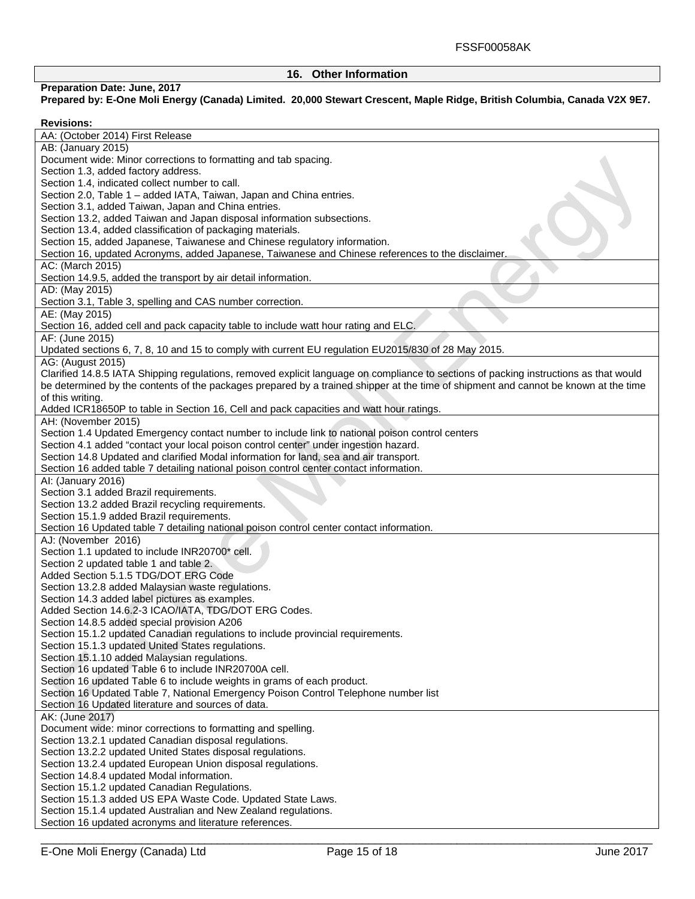## 16. Other Information

**Preparation Date: June, 2017**

**Prepared by: E-One Moli Energy (Canada) Limited. 20,000 Stewart Crescent, Maple Ridge, British Columbia, Canada V2X 9E7.**

**Revisions:**

| Revisions |
|---|
| AA: (October 2014) First Release |
| AB: (January 2015)<br>Document wide: Minor corrections to formatting and tab spacing.<br>Section 1.3, added factory address.<br>Section 1.4, indicated collect number to call.<br>Section 2.0, Table 1 – added IATA, Taiwan, Japan and China entries.<br>Section 3.1, added Taiwan, Japan and China entries.<br>Section 13.2, added Taiwan and Japan disposal information subsections.<br>Section 13.4, added classification of packaging materials.<br>Section 15, added Japanese, Taiwanese and Chinese regulatory information.<br>Section 16, updated Acronyms, added Japanese, Taiwanese and Chinese references to the disclaimer. |
| AC: (March 2015)<br>Section 14.9.5, added the transport by air detail information. |
| AD: (May 2015)<br>Section 3.1, Table 3, spelling and CAS number correction. |
| AE: (May 2015)<br>Section 16, added cell and pack capacity table to include watt hour rating and ELC. |
| AF: (June 2015)<br>Updated sections 6, 7, 8, 10 and 15 to comply with current EU regulation EU2015/830 of 28 May 2015. |
| AG: (August 2015)<br>Clarified 14.8.5 IATA Shipping regulations, removed explicit language on compliance to sections of packing instructions as that would be determined by the contents of the packages prepared by a trained shipper at the time of shipment and cannot be known at the time of this writing.<br>Added ICR18650P to table in Section 16, Cell and pack capacities and watt hour ratings. |
| AH: (November 2015)<br>Section 1.4 Updated Emergency contact number to include link to national poison control centers<br>Section 4.1 added "contact your local poison control center" under ingestion hazard.<br>Section 14.8 Updated and clarified Modal information for land, sea and air transport.<br>Section 16 added table 7 detailing national poison control center contact information. |
| AI: (January 2016)<br>Section 3.1 added Brazil requirements.<br>Section 13.2 added Brazil recycling requirements.<br>Section 15.1.9 added Brazil requirements.<br>Section 16 Updated table 7 detailing national poison control center contact information. |
| AJ: (November 2016)<br>Section 1.1 updated to include INR20700* cell.<br>Section 2 updated table 1 and table 2.<br>Added Section 5.1.5 TDG/DOT ERG Code<br>Section 13.2.8 added Malaysian waste regulations.<br>Section 14.3 added label pictures as examples.<br>Added Section 14.6.2-3 ICAO/IATA, TDG/DOT ERG Codes.<br>Section 14.8.5 added special provision A206<br>Section 15.1.2 updated Canadian regulations to include provincial requirements.<br>Section 15.1.3 updated United States regulations.<br>Section 15.1.10 added Malaysian regulations.<br>Section 16 updated Table 6 to include INR20700A cell.<br>Section 16 updated Table 6 to include weights in grams of each product.<br>Section 16 Updated Table 7, National Emergency Poison Control Telephone number list<br>Section 16 Updated literature and sources of data. |
| AK: (June 2017)<br>Document wide: minor corrections to formatting and spelling.<br>Section 13.2.1 updated Canadian disposal regulations.<br>Section 13.2.2 updated United States disposal regulations.<br>Section 13.2.4 updated European Union disposal regulations.<br>Section 14.8.4 updated Modal information.<br>Section 15.1.2 updated Canadian Regulations.<br>Section 15.1.3 added US EPA Waste Code. Updated State Laws.<br>Section 15.1.4 updated Australian and New Zealand regulations.<br>Section 16 updated acronyms and literature references. |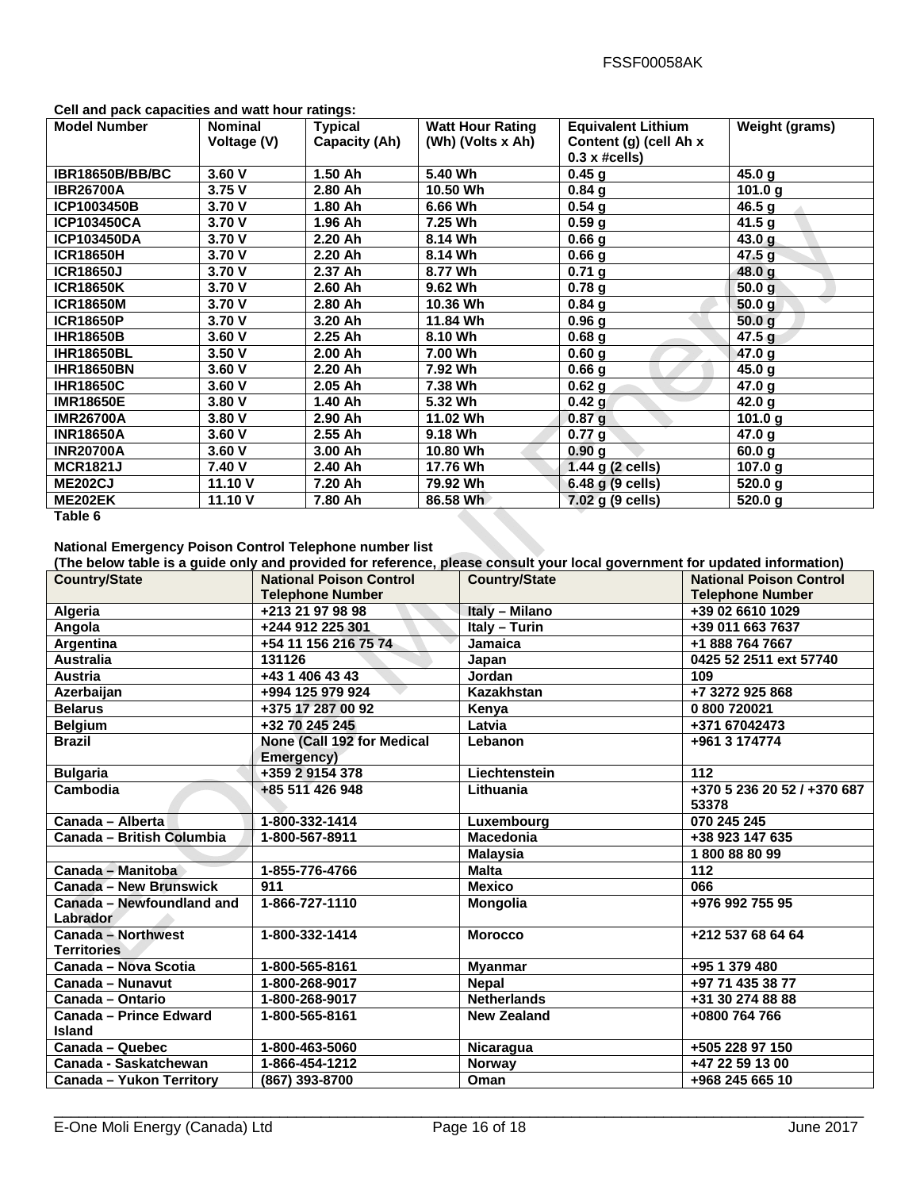**Cell and pack capacities and watt hour ratings:**

| Model Number | Nominal Voltage (V) | Typical Capacity (Ah) | Watt Hour Rating (Wh) (Volts x Ah) | Equivalent Lithium Content (g) (cell Ah x 0.3 x #cells) | Weight (grams) |
|---|---|---|---|---|---|
| IBR18650B/BB/BC | 3.60 V | 1.50 Ah | 5.40 Wh | 0.45 g | 45.0 g |
| IBR26700A | 3.75 V | 2.80 Ah | 10.50 Wh | 0.84 g | 101.0 g |
| ICP1003450B | 3.70 V | 1.80 Ah | 6.66 Wh | 0.54 g | 46.5 g |
| ICP103450CA | 3.70 V | 1.96 Ah | 7.25 Wh | 0.59 g | 41.5 g |
| ICP103450DA | 3.70 V | 2.20 Ah | 8.14 Wh | 0.66 g | 43.0 g |
| ICR18650H | 3.70 V | 2.20 Ah | 8.14 Wh | 0.66 g | 47.5 g |
| ICR18650J | 3.70 V | 2.37 Ah | 8.77 Wh | 0.71 g | 48.0 g |
| ICR18650K | 3.70 V | 2.60 Ah | 9.62 Wh | 0.78 g | 50.0 g |
| ICR18650M | 3.70 V | 2.80 Ah | 10.36 Wh | 0.84 g | 50.0 g |
| ICR18650P | 3.70 V | 3.20 Ah | 11.84 Wh | 0.96 g | 50.0 g |
| IHR18650B | 3.60 V | 2.25 Ah | 8.10 Wh | 0.68 g | 47.5 g |
| IHR18650BL | 3.50 V | 2.00 Ah | 7.00 Wh | 0.60 g | 47.0 g |
| IHR18650BN | 3.60 V | 2.20 Ah | 7.92 Wh | 0.66 g | 45.0 g |
| IHR18650C | 3.60 V | 2.05 Ah | 7.38 Wh | 0.62 g | 47.0 g |
| IMR18650E | 3.80 V | 1.40 Ah | 5.32 Wh | 0.42 g | 42.0 g |
| IMR26700A | 3.80 V | 2.90 Ah | 11.02 Wh | 0.87 g | 101.0 g |
| INR18650A | 3.60 V | 2.55 Ah | 9.18 Wh | 0.77 g | 47.0 g |
| INR20700A | 3.60 V | 3.00 Ah | 10.80 Wh | 0.90 g | 60.0 g |
| MCR1821J | 7.40 V | 2.40 Ah | 17.76 Wh | 1.44 g (2 cells) | 107.0 g |
| ME202CJ | 11.10 V | 7.20 Ah | 79.92 Wh | 6.48 g (9 cells) | 520.0 g |
| ME202EK | 11.10 V | 7.80 Ah | 86.58 Wh | 7.02 g (9 cells) | 520.0 g |

**Table 6**

**National Emergency Poison Control Telephone number list**
**(The below table is a guide only and provided for reference, please consult your local government for updated information)**

| Country/State | National Poison Control Telephone Number | Country/State | National Poison Control Telephone Number |
|---|---|---|---|
| Algeria | +213 21 97 98 98 | Italy – Milano | +39 02 6610 1029 |
| Angola | +244 912 225 301 | Italy – Turin | +39 011 663 7637 |
| Argentina | +54 11 156 216 75 74 | Jamaica | +1 888 764 7667 |
| Australia | 131126 | Japan | 0425 52 2511 ext 57740 |
| Austria | +43 1 406 43 43 | Jordan | 109 |
| Azerbaijan | +994 125 979 924 | Kazakhstan | +7 3272 925 868 |
| Belarus | +375 17 287 00 92 | Kenya | 0 800 720021 |
| Belgium | +32 70 245 245 | Latvia | +371 67042473 |
| Brazil | None (Call 192 for Medical Emergency) | Lebanon | +961 3 174774 |
| Bulgaria | +359 2 9154 378 | Liechtenstein | 112 |
| Cambodia | +85 511 426 948 | Lithuania | +370 5 236 20 52 / +370 687 53378 |
| Canada – Alberta | 1-800-332-1414 | Luxembourg | 070 245 245 |
| Canada – British Columbia | 1-800-567-8911 | Macedonia | +38 923 147 635 |
| | | Malaysia | 1 800 88 80 99 |
| Canada – Manitoba | 1-855-776-4766 | Malta | 112 |
| Canada – New Brunswick | 911 | Mexico | 066 |
| Canada – Newfoundland and Labrador | 1-866-727-1110 | Mongolia | +976 992 755 95 |
| Canada – Northwest Territories | 1-800-332-1414 | Morocco | +212 537 68 64 64 |
| Canada – Nova Scotia | 1-800-565-8161 | Myanmar | +95 1 379 480 |
| Canada – Nunavut | 1-800-268-9017 | Nepal | +97 71 435 38 77 |
| Canada – Ontario | 1-800-268-9017 | Netherlands | +31 30 274 88 88 |
| Canada – Prince Edward Island | 1-800-565-8161 | New Zealand | +0800 764 766 |
| Canada – Quebec | 1-800-463-5060 | Nicaragua | +505 228 97 150 |
| Canada - Saskatchewan | 1-866-454-1212 | Norway | +47 22 59 13 00 |
| Canada – Yukon Territory | (867) 393-8700 | Oman | +968 245 665 10 |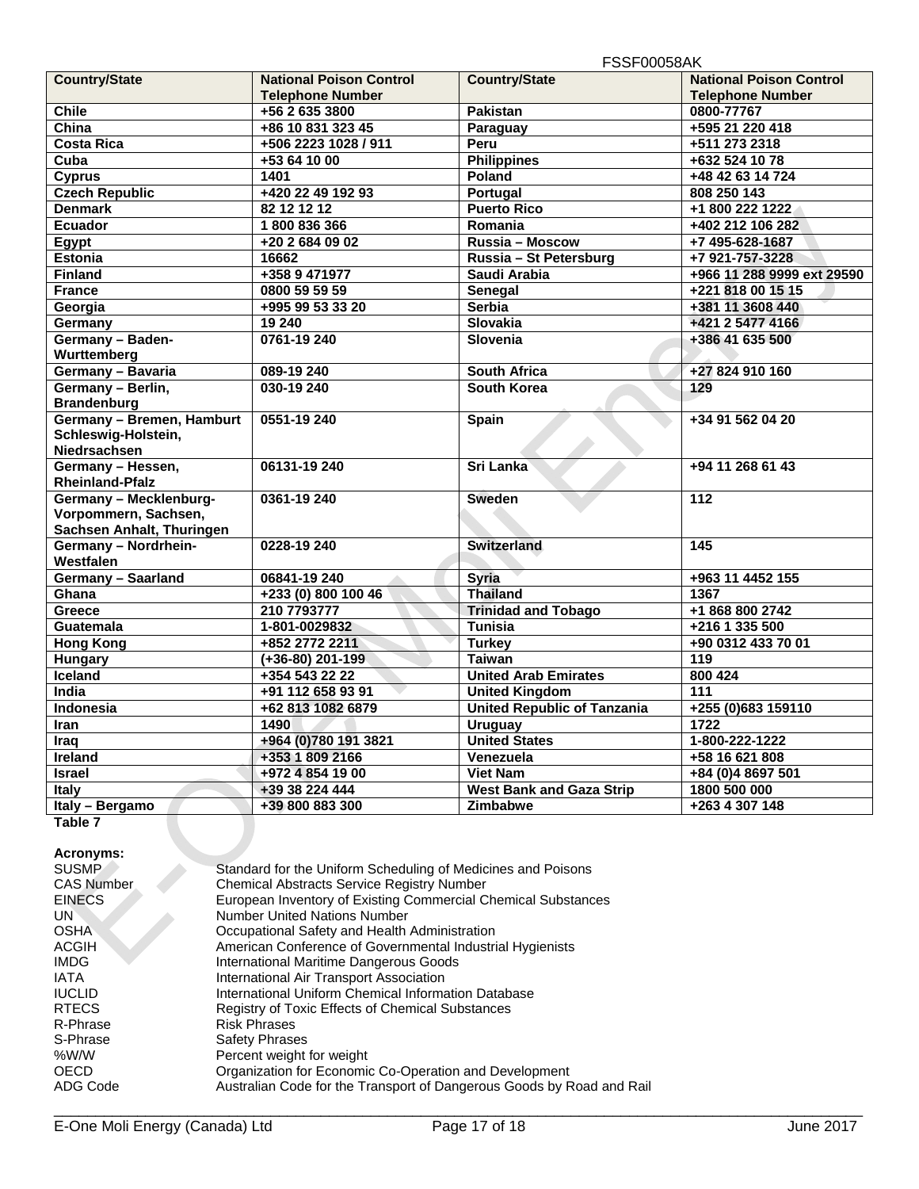| Country/State | National Poison Control Telephone Number | Country/State | National Poison Control Telephone Number |
|---|---|---|---|
| **Chile** | **+56 2 635 3800** | **Pakistan** | **0800-77767** |
| **China** | **+86 10 831 323 45** | **Paraguay** | **+595 21 220 418** |
| **Costa Rica** | **+506 2223 1028 / 911** | **Peru** | **+511 273 2318** |
| **Cuba** | **+53 64 10 00** | **Philippines** | **+632 524 10 78** |
| **Cyprus** | **1401** | **Poland** | **+48 42 63 14 724** |
| **Czech Republic** | **+420 22 49 192 93** | **Portugal** | **808 250 143** |
| **Denmark** | **82 12 12 12** | **Puerto Rico** | **+1 800 222 1222** |
| **Ecuador** | **1 800 836 366** | **Romania** | **+402 212 106 282** |
| **Egypt** | **+20 2 684 09 02** | **Russia – Moscow** | **+7 495-628-1687** |
| **Estonia** | **16662** | **Russia – St Petersburg** | **+7 921-757-3228** |
| **Finland** | **+358 9 471977** | **Saudi Arabia** | **+966 11 288 9999 ext 29590** |
| **France** | **0800 59 59 59** | **Senegal** | **+221 818 00 15 15** |
| **Georgia** | **+995 99 53 33 20** | **Serbia** | **+381 11 3608 440** |
| **Germany** | **19 240** | **Slovakia** | **+421 2 5477 4166** |
| **Germany – Baden-Wurttemberg** | **0761-19 240** | **Slovenia** | **+386 41 635 500** |
| **Germany – Bavaria** | **089-19 240** | **South Africa** | **+27 824 910 160** |
| **Germany – Berlin, Brandenburg** | **030-19 240** | **South Korea** | **129** |
| **Germany – Bremen, Hamburt Schleswig-Holstein, Niedrsachsen** | **0551-19 240** | **Spain** | **+34 91 562 04 20** |
| **Germany – Hessen, Rheinland-Pfalz** | **06131-19 240** | **Sri Lanka** | **+94 11 268 61 43** |
| **Germany – Mecklenburg-Vorpommern, Sachsen, Sachsen Anhalt, Thuringen** | **0361-19 240** | **Sweden** | **112** |
| **Germany – Nordrhein-Westfalen** | **0228-19 240** | **Switzerland** | **145** |
| **Germany – Saarland** | **06841-19 240** | **Syria** | **+963 11 4452 155** |
| **Ghana** | **+233 (0) 800 100 46** | **Thailand** | **1367** |
| **Greece** | **210 7793777** | **Trinidad and Tobago** | **+1 868 800 2742** |
| **Guatemala** | **1-801-0029832** | **Tunisia** | **+216 1 335 500** |
| **Hong Kong** | **+852 2772 2211** | **Turkey** | **+90 0312 433 70 01** |
| **Hungary** | **(+36-80) 201-199** | **Taiwan** | **119** |
| **Iceland** | **+354 543 22 22** | **United Arab Emirates** | **800 424** |
| **India** | **+91 112 658 93 91** | **United Kingdom** | **111** |
| **Indonesia** | **+62 813 1082 6879** | **United Republic of Tanzania** | **+255 (0)683 159110** |
| **Iran** | **1490** | **Uruguay** | **1722** |
| **Iraq** | **+964 (0)780 191 3821** | **United States** | **1-800-222-1222** |
| **Ireland** | **+353 1 809 2166** | **Venezuela** | **+58 16 621 808** |
| **Israel** | **+972 4 854 19 00** | **Viet Nam** | **+84 (0)4 8697 501** |
| **Italy** | **+39 38 224 444** | **West Bank and Gaza Strip** | **1800 500 000** |
| **Italy – Bergamo** | **+39 800 883 300** | **Zimbabwe** | **+263 4 307 148** |

**Table 7**

**Acronyms:**

| | |
|---|---|
| SUSMP | Standard for the Uniform Scheduling of Medicines and Poisons |
| CAS Number | Chemical Abstracts Service Registry Number |
| EINECS | European Inventory of Existing Commercial Chemical Substances |
| UN | Number United Nations Number |
| OSHA | Occupational Safety and Health Administration |
| ACGIH | American Conference of Governmental Industrial Hygienists |
| IMDG | International Maritime Dangerous Goods |
| IATA | International Air Transport Association |
| IUCLID | International Uniform Chemical Information Database |
| RTECS | Registry of Toxic Effects of Chemical Substances |
| R-Phrase | Risk Phrases |
| S-Phrase | Safety Phrases |
| %W/W | Percent weight for weight |
| OECD | Organization for Economic Co-Operation and Development |
| ADG Code | Australian Code for the Transport of Dangerous Goods by Road and Rail |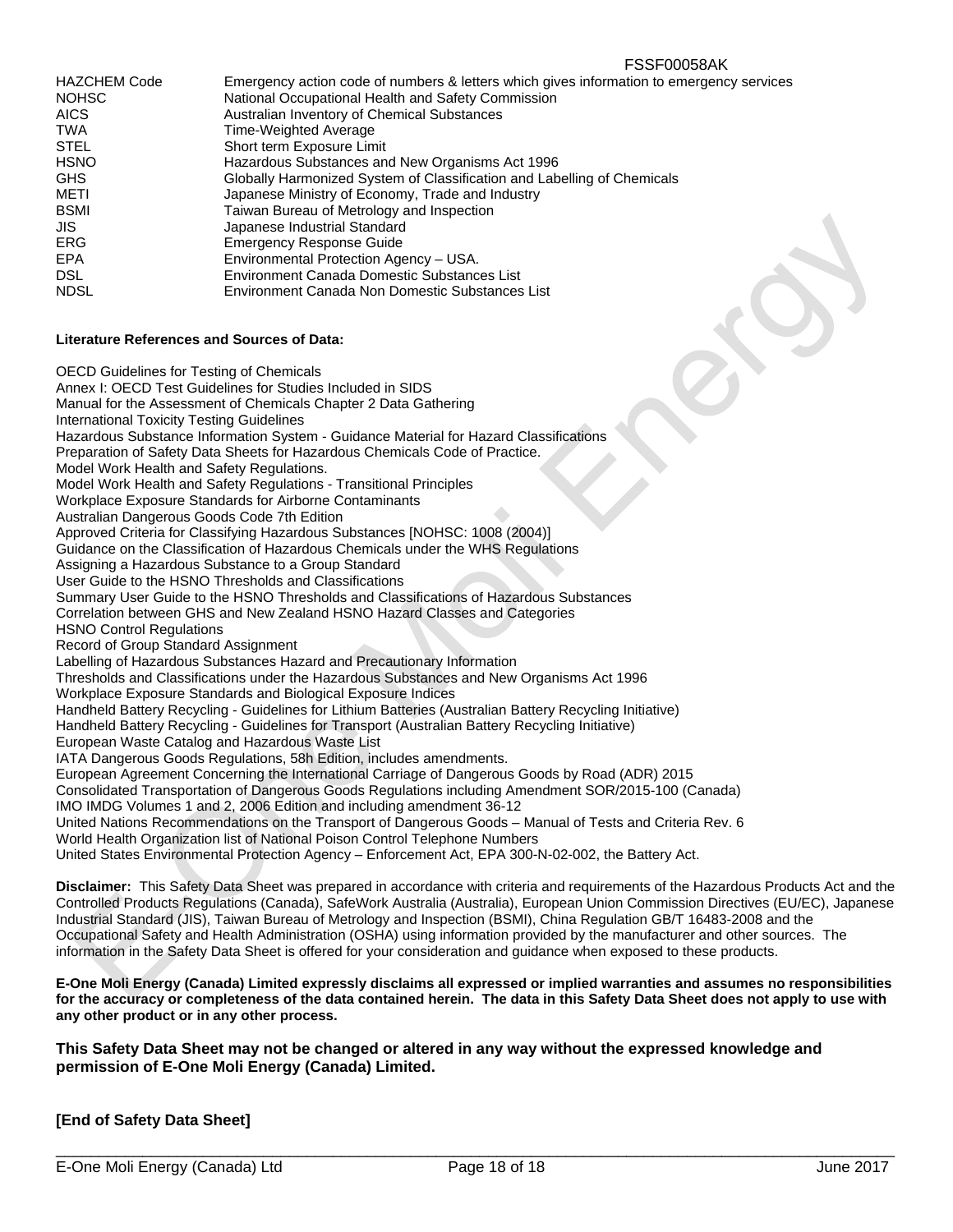| | |
|---|---|
| HAZCHEM Code | Emergency action code of numbers & letters which gives information to emergency services |
| NOHSC | National Occupational Health and Safety Commission |
| AICS | Australian Inventory of Chemical Substances |
| TWA | Time-Weighted Average |
| STEL | Short term Exposure Limit |
| HSNO | Hazardous Substances and New Organisms Act 1996 |
| GHS | Globally Harmonized System of Classification and Labelling of Chemicals |
| METI | Japanese Ministry of Economy, Trade and Industry |
| BSMI | Taiwan Bureau of Metrology and Inspection |
| JIS | Japanese Industrial Standard |
| ERG | Emergency Response Guide |
| EPA | Environmental Protection Agency – USA. |
| DSL | Environment Canada Domestic Substances List |
| NDSL | Environment Canada Non Domestic Substances List |

**Literature References and Sources of Data:**

OECD Guidelines for Testing of Chemicals
Annex I: OECD Test Guidelines for Studies Included in SIDS
Manual for the Assessment of Chemicals Chapter 2 Data Gathering
International Toxicity Testing Guidelines
Hazardous Substance Information System - Guidance Material for Hazard Classifications
Preparation of Safety Data Sheets for Hazardous Chemicals Code of Practice.
Model Work Health and Safety Regulations.
Model Work Health and Safety Regulations - Transitional Principles
Workplace Exposure Standards for Airborne Contaminants
Australian Dangerous Goods Code 7th Edition
Approved Criteria for Classifying Hazardous Substances [NOHSC: 1008 (2004)]
Guidance on the Classification of Hazardous Chemicals under the WHS Regulations
Assigning a Hazardous Substance to a Group Standard
User Guide to the HSNO Thresholds and Classifications
Summary User Guide to the HSNO Thresholds and Classifications of Hazardous Substances
Correlation between GHS and New Zealand HSNO Hazard Classes and Categories
HSNO Control Regulations
Record of Group Standard Assignment
Labelling of Hazardous Substances Hazard and Precautionary Information
Thresholds and Classifications under the Hazardous Substances and New Organisms Act 1996
Workplace Exposure Standards and Biological Exposure Indices
Handheld Battery Recycling - Guidelines for Lithium Batteries (Australian Battery Recycling Initiative)
Handheld Battery Recycling - Guidelines for Transport (Australian Battery Recycling Initiative)
European Waste Catalog and Hazardous Waste List
IATA Dangerous Goods Regulations, 58th Edition, includes amendments.
European Agreement Concerning the International Carriage of Dangerous Goods by Road (ADR) 2015
Consolidated Transportation of Dangerous Goods Regulations including Amendment SOR/2015-100 (Canada)
IMO IMDG Volumes 1 and 2, 2006 Edition and including amendment 36-12
United Nations Recommendations on the Transport of Dangerous Goods – Manual of Tests and Criteria Rev. 6
World Health Organization list of National Poison Control Telephone Numbers
United States Environmental Protection Agency – Enforcement Act, EPA 300-N-02-002, the Battery Act.

**Disclaimer:** This Safety Data Sheet was prepared in accordance with criteria and requirements of the Hazardous Products Act and the Controlled Products Regulations (Canada), SafeWork Australia (Australia), European Union Commission Directives (EU/EC), Japanese Industrial Standard (JIS), Taiwan Bureau of Metrology and Inspection (BSMI), China Regulation GB/T 16483-2008 and the Occupational Safety and Health Administration (OSHA) using information provided by the manufacturer and other sources. The information in the Safety Data Sheet is offered for your consideration and guidance when exposed to these products.

**E-One Moli Energy (Canada) Limited expressly disclaims all expressed or implied warranties and assumes no responsibilities for the accuracy or completeness of the data contained herein. The data in this Safety Data Sheet does not apply to use with any other product or in any other process.**

**This Safety Data Sheet may not be changed or altered in any way without the expressed knowledge and permission of E-One Moli Energy (Canada) Limited.**

**[End of Safety Data Sheet]**